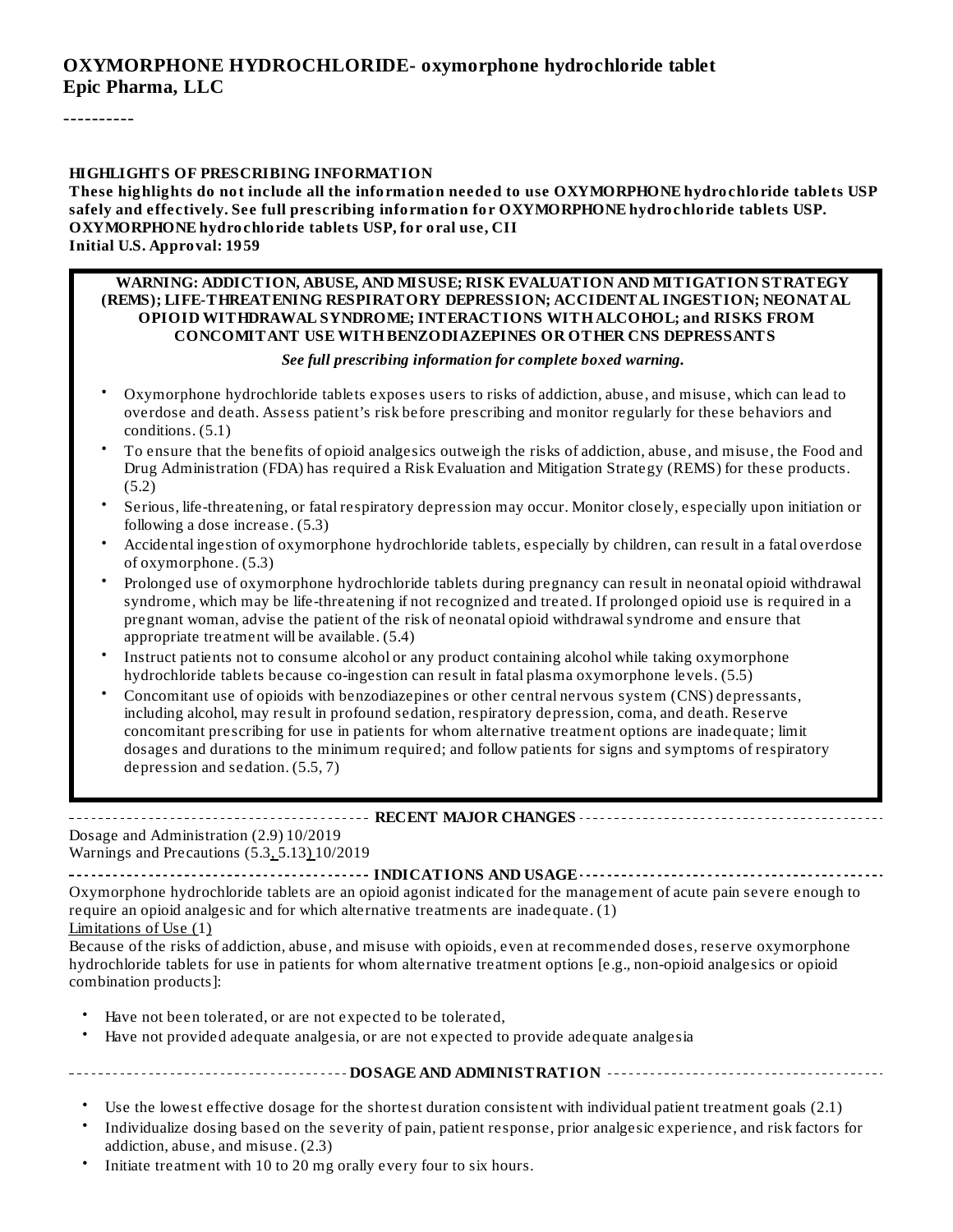**OXYMORPHONE HYDROCHLORIDE- oxymorphone hydrochloride tablet**
**Epic Pharma, LLC**

----------

**HIGHLIGHTS OF PRESCRIBING INFORMATION**
**These highlights do not include all the information needed to use OXYMORPHONE hydrochloride tablets USP safely and effectively. See full prescribing information for OXYMORPHONE hydrochloride tablets USP.**
**OXYMORPHONE hydrochloride tablets USP, for oral use, CII**
**Initial U.S. Approval: 1959**

**WARNING: ADDICTION, ABUSE, AND MISUSE; RISK EVALUATION AND MITIGATION STRATEGY (REMS); LIFE-THREATENING RESPIRATORY DEPRESSION; ACCIDENTAL INGESTION; NEONATAL OPIOID WITHDRAWAL SYNDROME; INTERACTIONS WITH ALCOHOL; and RISKS FROM CONCOMITANT USE WITH BENZODIAZEPINES OR OTHER CNS DEPRESSANTS**

***See full prescribing information for complete boxed warning.***

- Oxymorphone hydrochloride tablets exposes users to risks of addiction, abuse, and misuse, which can lead to overdose and death. Assess patient's risk before prescribing and monitor regularly for these behaviors and conditions. (5.1)
- To ensure that the benefits of opioid analgesics outweigh the risks of addiction, abuse, and misuse, the Food and Drug Administration (FDA) has required a Risk Evaluation and Mitigation Strategy (REMS) for these products. (5.2)
- Serious, life-threatening, or fatal respiratory depression may occur. Monitor closely, especially upon initiation or following a dose increase. (5.3)
- Accidental ingestion of oxymorphone hydrochloride tablets, especially by children, can result in a fatal overdose of oxymorphone. (5.3)
- Prolonged use of oxymorphone hydrochloride tablets during pregnancy can result in neonatal opioid withdrawal syndrome, which may be life-threatening if not recognized and treated. If prolonged opioid use is required in a pregnant woman, advise the patient of the risk of neonatal opioid withdrawal syndrome and ensure that appropriate treatment will be available. (5.4)
- Instruct patients not to consume alcohol or any product containing alcohol while taking oxymorphone hydrochloride tablets because co-ingestion can result in fatal plasma oxymorphone levels. (5.5)
- Concomitant use of opioids with benzodiazepines or other central nervous system (CNS) depressants, including alcohol, may result in profound sedation, respiratory depression, coma, and death. Reserve concomitant prescribing for use in patients for whom alternative treatment options are inadequate; limit dosages and durations to the minimum required; and follow patients for signs and symptoms of respiratory depression and sedation. (5.5, 7)

**RECENT MAJOR CHANGES**

Dosage and Administration (2.9) 10/2019
Warnings and Precautions (5.3, 5.13) 10/2019

**INDICATIONS AND USAGE**

Oxymorphone hydrochloride tablets are an opioid agonist indicated for the management of acute pain severe enough to require an opioid analgesic and for which alternative treatments are inadequate. (1)

Limitations of Use (1)

Because of the risks of addiction, abuse, and misuse with opioids, even at recommended doses, reserve oxymorphone hydrochloride tablets for use in patients for whom alternative treatment options [e.g., non-opioid analgesics or opioid combination products]:

- Have not been tolerated, or are not expected to be tolerated,
- Have not provided adequate analgesia, or are not expected to provide adequate analgesia

**DOSAGE AND ADMINISTRATION**

- Use the lowest effective dosage for the shortest duration consistent with individual patient treatment goals (2.1)
- Individualize dosing based on the severity of pain, patient response, prior analgesic experience, and risk factors for addiction, abuse, and misuse. (2.3)
- Initiate treatment with 10 to 20 mg orally every four to six hours.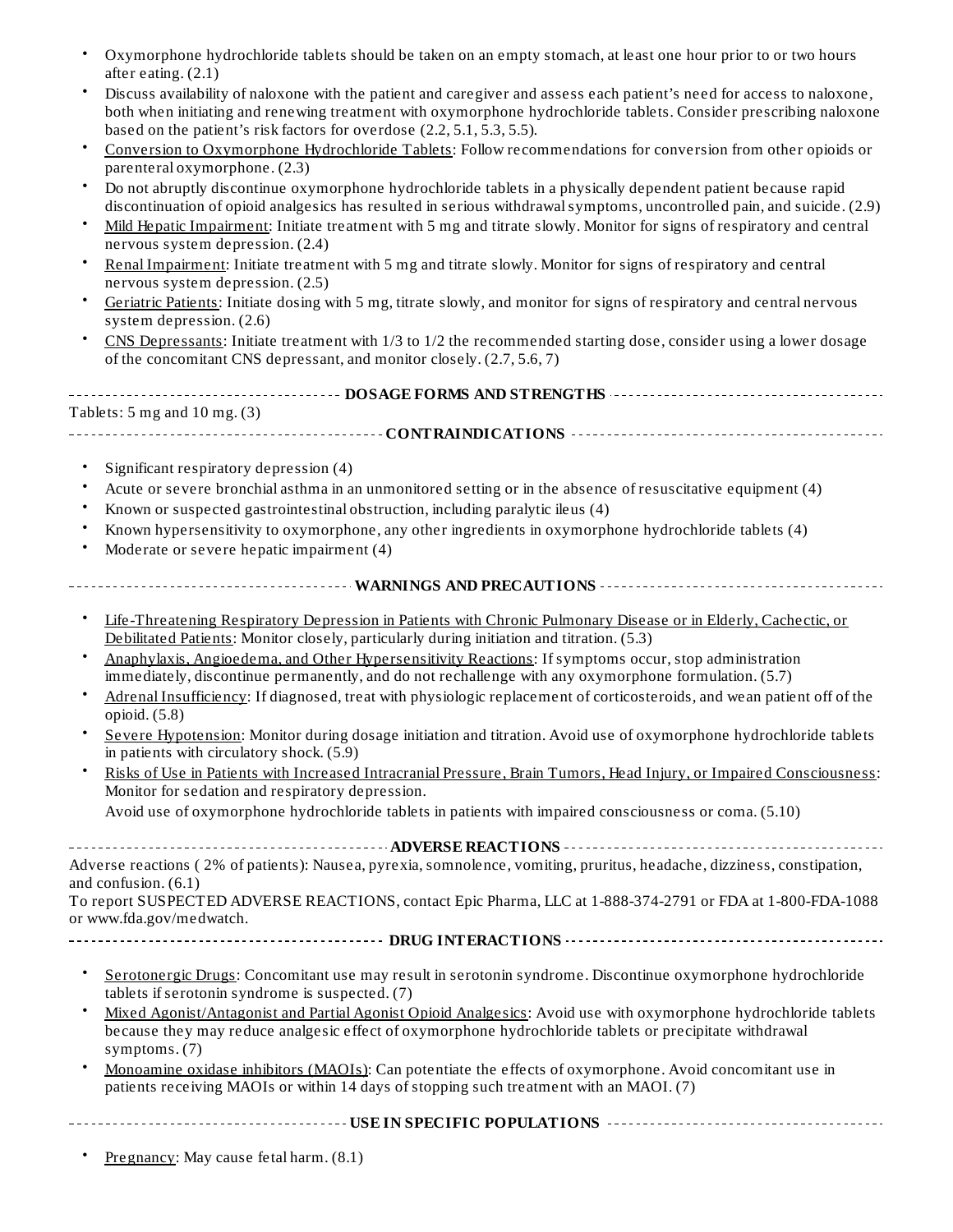- Oxymorphone hydrochloride tablets should be taken on an empty stomach, at least one hour prior to or two hours after eating. (2.1)
- Discuss availability of naloxone with the patient and caregiver and assess each patient's need for access to naloxone, both when initiating and renewing treatment with oxymorphone hydrochloride tablets. Consider prescribing naloxone based on the patient's risk factors for overdose (2.2, 5.1, 5.3, 5.5).
- Conversion to Oxymorphone Hydrochloride Tablets: Follow recommendations for conversion from other opioids or parenteral oxymorphone. (2.3)
- Do not abruptly discontinue oxymorphone hydrochloride tablets in a physically dependent patient because rapid discontinuation of opioid analgesics has resulted in serious withdrawal symptoms, uncontrolled pain, and suicide. (2.9)
- Mild Hepatic Impairment: Initiate treatment with 5 mg and titrate slowly. Monitor for signs of respiratory and central nervous system depression. (2.4)
- Renal Impairment: Initiate treatment with 5 mg and titrate slowly. Monitor for signs of respiratory and central nervous system depression. (2.5)
- Geriatric Patients: Initiate dosing with 5 mg, titrate slowly, and monitor for signs of respiratory and central nervous system depression. (2.6)
- CNS Depressants: Initiate treatment with 1/3 to 1/2 the recommended starting dose, consider using a lower dosage of the concomitant CNS depressant, and monitor closely. (2.7, 5.6, 7)

## DOSAGE FORMS AND STRENGTHS

Tablets: 5 mg and 10 mg. (3)

## CONTRAINDICATIONS

- Significant respiratory depression (4)
- Acute or severe bronchial asthma in an unmonitored setting or in the absence of resuscitative equipment (4)
- Known or suspected gastrointestinal obstruction, including paralytic ileus (4)
- Known hypersensitivity to oxymorphone, any other ingredients in oxymorphone hydrochloride tablets (4)
- Moderate or severe hepatic impairment (4)

## WARNINGS AND PRECAUTIONS

- Life-Threatening Respiratory Depression in Patients with Chronic Pulmonary Disease or in Elderly, Cachectic, or Debilitated Patients: Monitor closely, particularly during initiation and titration. (5.3)
- Anaphylaxis, Angioedema, and Other Hypersensitivity Reactions: If symptoms occur, stop administration immediately, discontinue permanently, and do not rechallenge with any oxymorphone formulation. (5.7)
- Adrenal Insufficiency: If diagnosed, treat with physiologic replacement of corticosteroids, and wean patient off of the opioid. (5.8)
- Severe Hypotension: Monitor during dosage initiation and titration. Avoid use of oxymorphone hydrochloride tablets in patients with circulatory shock. (5.9)
- Risks of Use in Patients with Increased Intracranial Pressure, Brain Tumors, Head Injury, or Impaired Consciousness: Monitor for sedation and respiratory depression.
  Avoid use of oxymorphone hydrochloride tablets in patients with impaired consciousness or coma. (5.10)

## ADVERSE REACTIONS

Adverse reactions ( 2% of patients): Nausea, pyrexia, somnolence, vomiting, pruritus, headache, dizziness, constipation, and confusion. (6.1)

To report SUSPECTED ADVERSE REACTIONS, contact Epic Pharma, LLC at 1-888-374-2791 or FDA at 1-800-FDA-1088 or www.fda.gov/medwatch.

## DRUG INTERACTIONS

- Serotonergic Drugs: Concomitant use may result in serotonin syndrome. Discontinue oxymorphone hydrochloride tablets if serotonin syndrome is suspected. (7)
- Mixed Agonist/Antagonist and Partial Agonist Opioid Analgesics: Avoid use with oxymorphone hydrochloride tablets because they may reduce analgesic effect of oxymorphone hydrochloride tablets or precipitate withdrawal symptoms. (7)
- Monoamine oxidase inhibitors (MAOIs): Can potentiate the effects of oxymorphone. Avoid concomitant use in patients receiving MAOIs or within 14 days of stopping such treatment with an MAOI. (7)

## USE IN SPECIFIC POPULATIONS

- Pregnancy: May cause fetal harm. (8.1)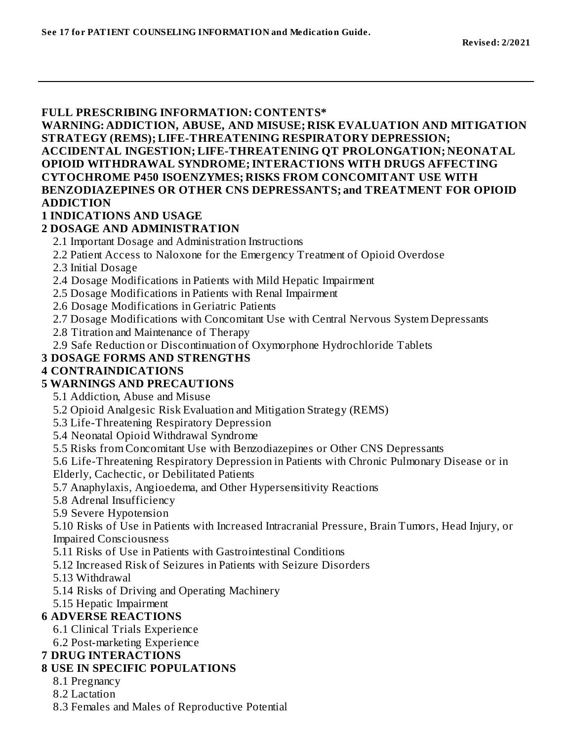**See 17 for PATIENT COUNSELING INFORMATION and Medication Guide.**

**Revised: 2/2021**

---

**FULL PRESCRIBING INFORMATION: CONTENTS***

**WARNING: ADDICTION, ABUSE, AND MISUSE; RISK EVALUATION AND MITIGATION STRATEGY (REMS); LIFE-THREATENING RESPIRATORY DEPRESSION; ACCIDENTAL INGESTION; LIFE-THREATENING QT PROLONGATION; NEONATAL OPIOID WITHDRAWAL SYNDROME; INTERACTIONS WITH DRUGS AFFECTING CYTOCHROME P450 ISOENZYMES; RISKS FROM CONCOMITANT USE WITH BENZODIAZEPINES OR OTHER CNS DEPRESSANTS; and TREATMENT FOR OPIOID ADDICTION**

**1 INDICATIONS AND USAGE**

**2 DOSAGE AND ADMINISTRATION**

- 2.1 Important Dosage and Administration Instructions
- 2.2 Patient Access to Naloxone for the Emergency Treatment of Opioid Overdose
- 2.3 Initial Dosage
- 2.4 Dosage Modifications in Patients with Mild Hepatic Impairment
- 2.5 Dosage Modifications in Patients with Renal Impairment
- 2.6 Dosage Modifications in Geriatric Patients
- 2.7 Dosage Modifications with Concomitant Use with Central Nervous System Depressants
- 2.8 Titration and Maintenance of Therapy
- 2.9 Safe Reduction or Discontinuation of Oxymorphone Hydrochloride Tablets

**3 DOSAGE FORMS AND STRENGTHS**

**4 CONTRAINDICATIONS**

**5 WARNINGS AND PRECAUTIONS**

- 5.1 Addiction, Abuse and Misuse
- 5.2 Opioid Analgesic Risk Evaluation and Mitigation Strategy (REMS)
- 5.3 Life-Threatening Respiratory Depression
- 5.4 Neonatal Opioid Withdrawal Syndrome
- 5.5 Risks from Concomitant Use with Benzodiazepines or Other CNS Depressants
- 5.6 Life-Threatening Respiratory Depression in Patients with Chronic Pulmonary Disease or in Elderly, Cachectic, or Debilitated Patients
- 5.7 Anaphylaxis, Angioedema, and Other Hypersensitivity Reactions
- 5.8 Adrenal Insufficiency
- 5.9 Severe Hypotension
- 5.10 Risks of Use in Patients with Increased Intracranial Pressure, Brain Tumors, Head Injury, or Impaired Consciousness
- 5.11 Risks of Use in Patients with Gastrointestinal Conditions
- 5.12 Increased Risk of Seizures in Patients with Seizure Disorders
- 5.13 Withdrawal
- 5.14 Risks of Driving and Operating Machinery
- 5.15 Hepatic Impairment

**6 ADVERSE REACTIONS**

- 6.1 Clinical Trials Experience
- 6.2 Post-marketing Experience

**7 DRUG INTERACTIONS**

**8 USE IN SPECIFIC POPULATIONS**

- 8.1 Pregnancy
- 8.2 Lactation
- 8.3 Females and Males of Reproductive Potential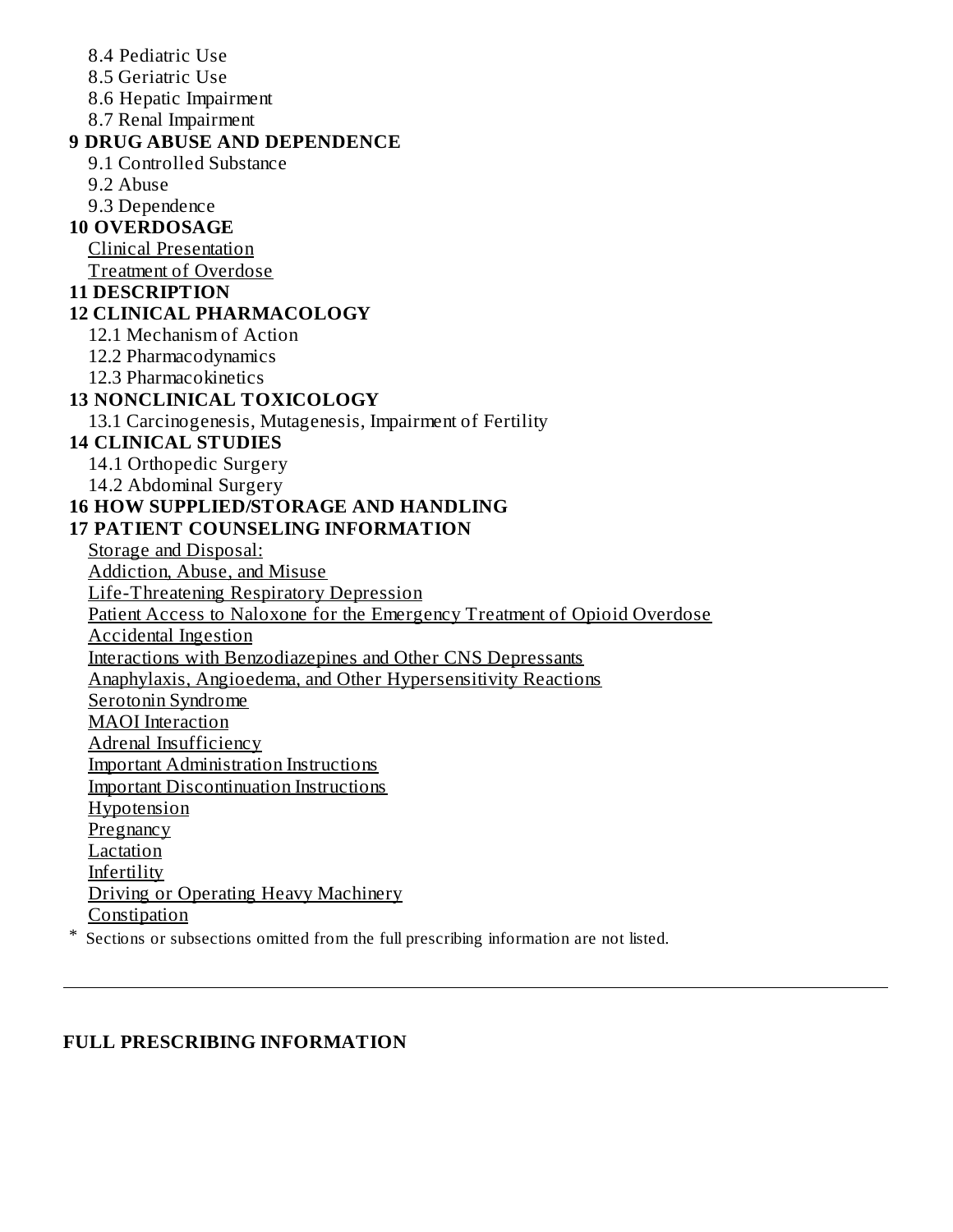8.4 Pediatric Use
8.5 Geriatric Use
8.6 Hepatic Impairment
8.7 Renal Impairment

**9 DRUG ABUSE AND DEPENDENCE**

9.1 Controlled Substance
9.2 Abuse
9.3 Dependence

**10 OVERDOSAGE**

Clinical Presentation
Treatment of Overdose

**11 DESCRIPTION**

**12 CLINICAL PHARMACOLOGY**

12.1 Mechanism of Action
12.2 Pharmacodynamics
12.3 Pharmacokinetics

**13 NONCLINICAL TOXICOLOGY**

13.1 Carcinogenesis, Mutagenesis, Impairment of Fertility

**14 CLINICAL STUDIES**

14.1 Orthopedic Surgery
14.2 Abdominal Surgery

**16 HOW SUPPLIED/STORAGE AND HANDLING**

**17 PATIENT COUNSELING INFORMATION**

Storage and Disposal:
Addiction, Abuse, and Misuse
Life-Threatening Respiratory Depression
Patient Access to Naloxone for the Emergency Treatment of Opioid Overdose
Accidental Ingestion
Interactions with Benzodiazepines and Other CNS Depressants
Anaphylaxis, Angioedema, and Other Hypersensitivity Reactions
Serotonin Syndrome
MAOI Interaction
Adrenal Insufficiency
Important Administration Instructions
Important Discontinuation Instructions
Hypotension
Pregnancy
Lactation
Infertility
Driving or Operating Heavy Machinery
Constipation

* Sections or subsections omitted from the full prescribing information are not listed.

---

**FULL PRESCRIBING INFORMATION**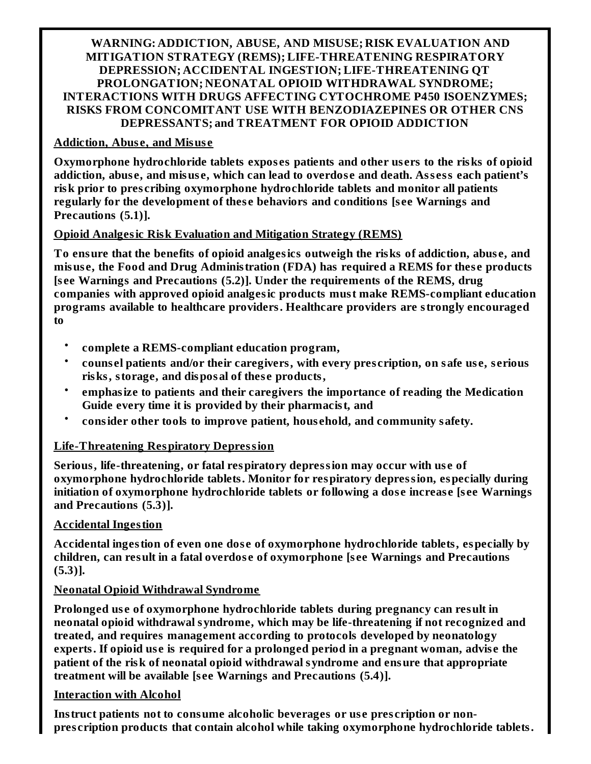**WARNING: ADDICTION, ABUSE, AND MISUSE; RISK EVALUATION AND MITIGATION STRATEGY (REMS); LIFE-THREATENING RESPIRATORY DEPRESSION; ACCIDENTAL INGESTION; LIFE-THREATENING QT PROLONGATION; NEONATAL OPIOID WITHDRAWAL SYNDROME; INTERACTIONS WITH DRUGS AFFECTING CYTOCHROME P450 ISOENZYMES; RISKS FROM CONCOMITANT USE WITH BENZODIAZEPINES OR OTHER CNS DEPRESSANTS; and TREATMENT FOR OPIOID ADDICTION**

**Addiction, Abuse, and Misuse**

**Oxymorphone hydrochloride tablets exposes patients and other users to the risks of opioid addiction, abuse, and misuse, which can lead to overdose and death. Assess each patient's risk prior to prescribing oxymorphone hydrochloride tablets and monitor all patients regularly for the development of these behaviors and conditions [see Warnings and Precautions (5.1)].**

**Opioid Analgesic Risk Evaluation and Mitigation Strategy (REMS)**

**To ensure that the benefits of opioid analgesics outweigh the risks of addiction, abuse, and misuse, the Food and Drug Administration (FDA) has required a REMS for these products [see Warnings and Precautions (5.2)]. Under the requirements of the REMS, drug companies with approved opioid analgesic products must make REMS-compliant education programs available to healthcare providers. Healthcare providers are strongly encouraged to**

- **complete a REMS-compliant education program,**
- **counsel patients and/or their caregivers, with every prescription, on safe use, serious risks, storage, and disposal of these products,**
- **emphasize to patients and their caregivers the importance of reading the Medication Guide every time it is provided by their pharmacist, and**
- **consider other tools to improve patient, household, and community safety.**

**Life-Threatening Respiratory Depression**

**Serious, life-threatening, or fatal respiratory depression may occur with use of oxymorphone hydrochloride tablets. Monitor for respiratory depression, especially during initiation of oxymorphone hydrochloride tablets or following a dose increase [see Warnings and Precautions (5.3)].**

**Accidental Ingestion**

**Accidental ingestion of even one dose of oxymorphone hydrochloride tablets, especially by children, can result in a fatal overdose of oxymorphone [see Warnings and Precautions (5.3)].**

**Neonatal Opioid Withdrawal Syndrome**

**Prolonged use of oxymorphone hydrochloride tablets during pregnancy can result in neonatal opioid withdrawal syndrome, which may be life-threatening if not recognized and treated, and requires management according to protocols developed by neonatology experts. If opioid use is required for a prolonged period in a pregnant woman, advise the patient of the risk of neonatal opioid withdrawal syndrome and ensure that appropriate treatment will be available [see Warnings and Precautions (5.4)].**

**Interaction with Alcohol**

**Instruct patients not to consume alcoholic beverages or use prescription or non-prescription products that contain alcohol while taking oxymorphone hydrochloride tablets.**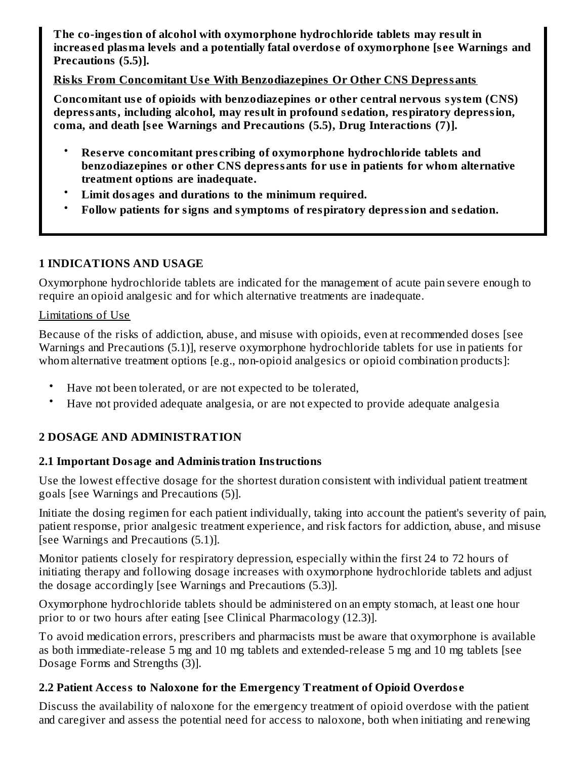**The co-ingestion of alcohol with oxymorphone hydrochloride tablets may result in increased plasma levels and a potentially fatal overdose of oxymorphone [see Warnings and Precautions (5.5)].**

**Risks From Concomitant Use With Benzodiazepines Or Other CNS Depressants**

**Concomitant use of opioids with benzodiazepines or other central nervous system (CNS) depressants, including alcohol, may result in profound sedation, respiratory depression, coma, and death [see Warnings and Precautions (5.5), Drug Interactions (7)].**

- **Reserve concomitant prescribing of oxymorphone hydrochloride tablets and benzodiazepines or other CNS depressants for use in patients for whom alternative treatment options are inadequate.**
- **Limit dosages and durations to the minimum required.**
- **Follow patients for signs and symptoms of respiratory depression and sedation.**

## 1 INDICATIONS AND USAGE

Oxymorphone hydrochloride tablets are indicated for the management of acute pain severe enough to require an opioid analgesic and for which alternative treatments are inadequate.

Limitations of Use

Because of the risks of addiction, abuse, and misuse with opioids, even at recommended doses [see Warnings and Precautions (5.1)], reserve oxymorphone hydrochloride tablets for use in patients for whom alternative treatment options [e.g., non-opioid analgesics or opioid combination products]:

- Have not been tolerated, or are not expected to be tolerated,
- Have not provided adequate analgesia, or are not expected to provide adequate analgesia

## 2 DOSAGE AND ADMINISTRATION

### 2.1 Important Dosage and Administration Instructions

Use the lowest effective dosage for the shortest duration consistent with individual patient treatment goals [see Warnings and Precautions (5)].

Initiate the dosing regimen for each patient individually, taking into account the patient's severity of pain, patient response, prior analgesic treatment experience, and risk factors for addiction, abuse, and misuse [see Warnings and Precautions (5.1)].

Monitor patients closely for respiratory depression, especially within the first 24 to 72 hours of initiating therapy and following dosage increases with oxymorphone hydrochloride tablets and adjust the dosage accordingly [see Warnings and Precautions (5.3)].

Oxymorphone hydrochloride tablets should be administered on an empty stomach, at least one hour prior to or two hours after eating [see Clinical Pharmacology (12.3)].

To avoid medication errors, prescribers and pharmacists must be aware that oxymorphone is available as both immediate-release 5 mg and 10 mg tablets and extended-release 5 mg and 10 mg tablets [see Dosage Forms and Strengths (3)].

### 2.2 Patient Access to Naloxone for the Emergency Treatment of Opioid Overdose

Discuss the availability of naloxone for the emergency treatment of opioid overdose with the patient and caregiver and assess the potential need for access to naloxone, both when initiating and renewing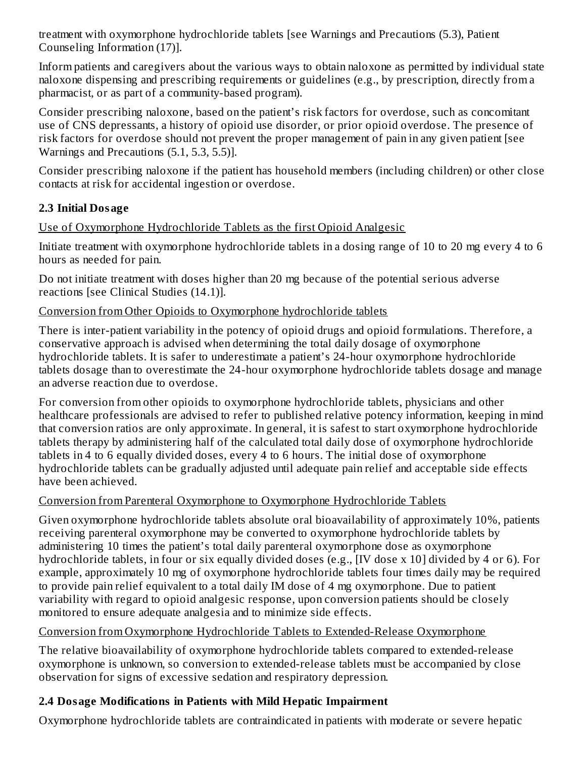treatment with oxymorphone hydrochloride tablets [see Warnings and Precautions (5.3), Patient Counseling Information (17)].

Inform patients and caregivers about the various ways to obtain naloxone as permitted by individual state naloxone dispensing and prescribing requirements or guidelines (e.g., by prescription, directly from a pharmacist, or as part of a community-based program).

Consider prescribing naloxone, based on the patient's risk factors for overdose, such as concomitant use of CNS depressants, a history of opioid use disorder, or prior opioid overdose. The presence of risk factors for overdose should not prevent the proper management of pain in any given patient [see Warnings and Precautions (5.1, 5.3, 5.5)].

Consider prescribing naloxone if the patient has household members (including children) or other close contacts at risk for accidental ingestion or overdose.

## 2.3 Initial Dosage

Use of Oxymorphone Hydrochloride Tablets as the first Opioid Analgesic

Initiate treatment with oxymorphone hydrochloride tablets in a dosing range of 10 to 20 mg every 4 to 6 hours as needed for pain.

Do not initiate treatment with doses higher than 20 mg because of the potential serious adverse reactions [see Clinical Studies (14.1)].

Conversion from Other Opioids to Oxymorphone hydrochloride tablets

There is inter-patient variability in the potency of opioid drugs and opioid formulations. Therefore, a conservative approach is advised when determining the total daily dosage of oxymorphone hydrochloride tablets. It is safer to underestimate a patient's 24-hour oxymorphone hydrochloride tablets dosage than to overestimate the 24-hour oxymorphone hydrochloride tablets dosage and manage an adverse reaction due to overdose.

For conversion from other opioids to oxymorphone hydrochloride tablets, physicians and other healthcare professionals are advised to refer to published relative potency information, keeping in mind that conversion ratios are only approximate. In general, it is safest to start oxymorphone hydrochloride tablets therapy by administering half of the calculated total daily dose of oxymorphone hydrochloride tablets in 4 to 6 equally divided doses, every 4 to 6 hours. The initial dose of oxymorphone hydrochloride tablets can be gradually adjusted until adequate pain relief and acceptable side effects have been achieved.

Conversion from Parenteral Oxymorphone to Oxymorphone Hydrochloride Tablets

Given oxymorphone hydrochloride tablets absolute oral bioavailability of approximately 10%, patients receiving parenteral oxymorphone may be converted to oxymorphone hydrochloride tablets by administering 10 times the patient's total daily parenteral oxymorphone dose as oxymorphone hydrochloride tablets, in four or six equally divided doses (e.g., [IV dose x 10] divided by 4 or 6). For example, approximately 10 mg of oxymorphone hydrochloride tablets four times daily may be required to provide pain relief equivalent to a total daily IM dose of 4 mg oxymorphone. Due to patient variability with regard to opioid analgesic response, upon conversion patients should be closely monitored to ensure adequate analgesia and to minimize side effects.

Conversion from Oxymorphone Hydrochloride Tablets to Extended-Release Oxymorphone

The relative bioavailability of oxymorphone hydrochloride tablets compared to extended-release oxymorphone is unknown, so conversion to extended-release tablets must be accompanied by close observation for signs of excessive sedation and respiratory depression.

## 2.4 Dosage Modifications in Patients with Mild Hepatic Impairment

Oxymorphone hydrochloride tablets are contraindicated in patients with moderate or severe hepatic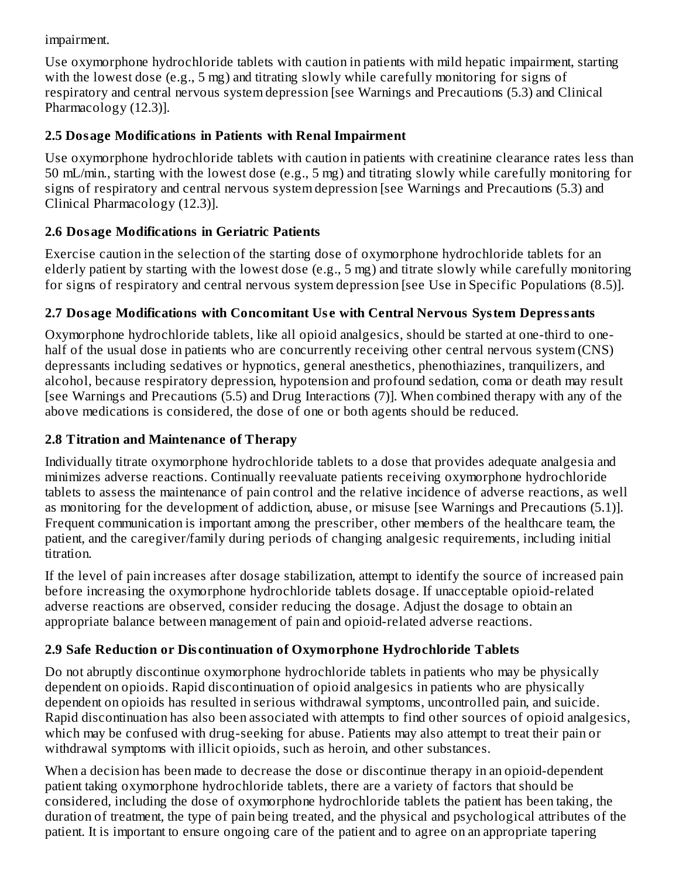impairment.

Use oxymorphone hydrochloride tablets with caution in patients with mild hepatic impairment, starting with the lowest dose (e.g., 5 mg) and titrating slowly while carefully monitoring for signs of respiratory and central nervous system depression [see Warnings and Precautions (5.3) and Clinical Pharmacology (12.3)].

### 2.5 Dosage Modifications in Patients with Renal Impairment

Use oxymorphone hydrochloride tablets with caution in patients with creatinine clearance rates less than 50 mL/min., starting with the lowest dose (e.g., 5 mg) and titrating slowly while carefully monitoring for signs of respiratory and central nervous system depression [see Warnings and Precautions (5.3) and Clinical Pharmacology (12.3)].

### 2.6 Dosage Modifications in Geriatric Patients

Exercise caution in the selection of the starting dose of oxymorphone hydrochloride tablets for an elderly patient by starting with the lowest dose (e.g., 5 mg) and titrate slowly while carefully monitoring for signs of respiratory and central nervous system depression [see Use in Specific Populations (8.5)].

### 2.7 Dosage Modifications with Concomitant Use with Central Nervous System Depressants

Oxymorphone hydrochloride tablets, like all opioid analgesics, should be started at one-third to one-half of the usual dose in patients who are concurrently receiving other central nervous system (CNS) depressants including sedatives or hypnotics, general anesthetics, phenothiazines, tranquilizers, and alcohol, because respiratory depression, hypotension and profound sedation, coma or death may result [see Warnings and Precautions (5.5) and Drug Interactions (7)]. When combined therapy with any of the above medications is considered, the dose of one or both agents should be reduced.

### 2.8 Titration and Maintenance of Therapy

Individually titrate oxymorphone hydrochloride tablets to a dose that provides adequate analgesia and minimizes adverse reactions. Continually reevaluate patients receiving oxymorphone hydrochloride tablets to assess the maintenance of pain control and the relative incidence of adverse reactions, as well as monitoring for the development of addiction, abuse, or misuse [see Warnings and Precautions (5.1)]. Frequent communication is important among the prescriber, other members of the healthcare team, the patient, and the caregiver/family during periods of changing analgesic requirements, including initial titration.

If the level of pain increases after dosage stabilization, attempt to identify the source of increased pain before increasing the oxymorphone hydrochloride tablets dosage. If unacceptable opioid-related adverse reactions are observed, consider reducing the dosage. Adjust the dosage to obtain an appropriate balance between management of pain and opioid-related adverse reactions.

### 2.9 Safe Reduction or Discontinuation of Oxymorphone Hydrochloride Tablets

Do not abruptly discontinue oxymorphone hydrochloride tablets in patients who may be physically dependent on opioids. Rapid discontinuation of opioid analgesics in patients who are physically dependent on opioids has resulted in serious withdrawal symptoms, uncontrolled pain, and suicide. Rapid discontinuation has also been associated with attempts to find other sources of opioid analgesics, which may be confused with drug-seeking for abuse. Patients may also attempt to treat their pain or withdrawal symptoms with illicit opioids, such as heroin, and other substances.

When a decision has been made to decrease the dose or discontinue therapy in an opioid-dependent patient taking oxymorphone hydrochloride tablets, there are a variety of factors that should be considered, including the dose of oxymorphone hydrochloride tablets the patient has been taking, the duration of treatment, the type of pain being treated, and the physical and psychological attributes of the patient. It is important to ensure ongoing care of the patient and to agree on an appropriate tapering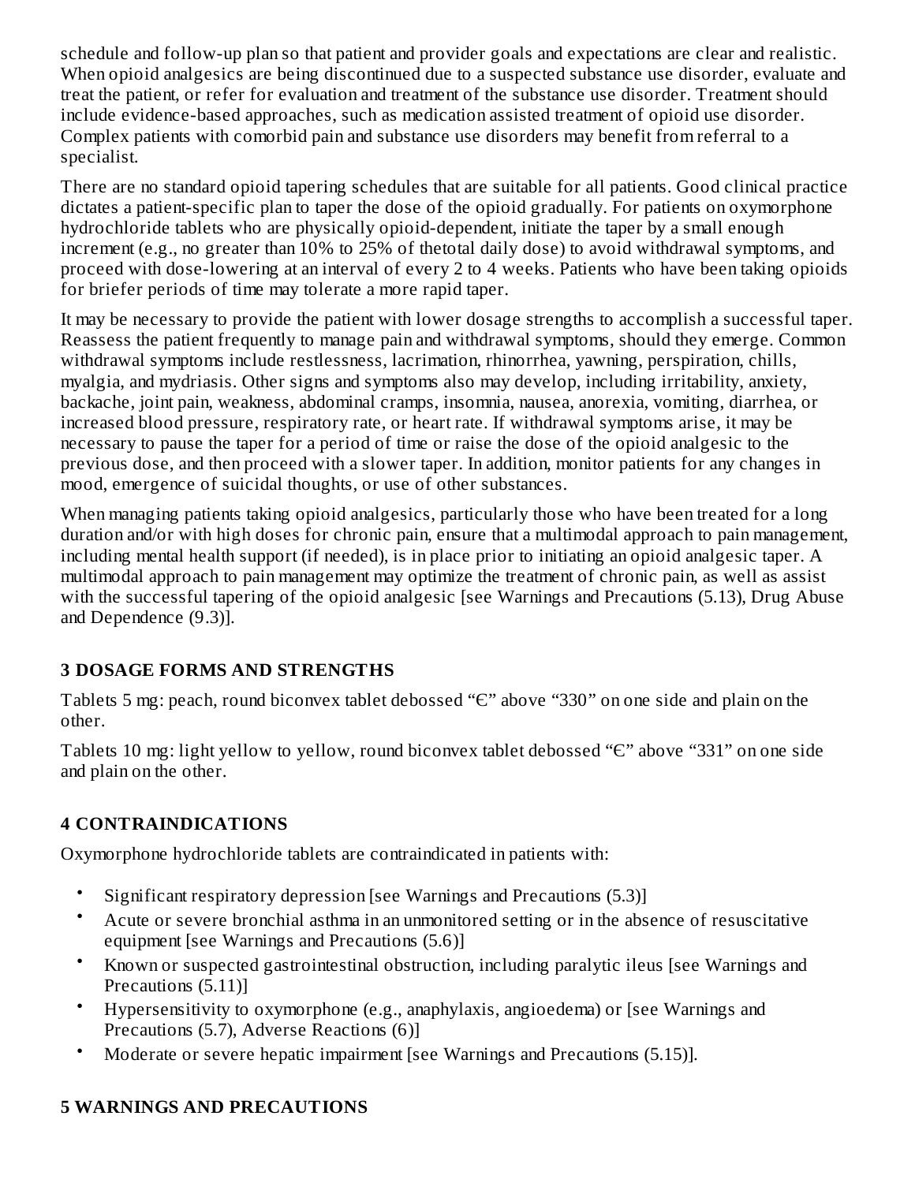schedule and follow-up plan so that patient and provider goals and expectations are clear and realistic. When opioid analgesics are being discontinued due to a suspected substance use disorder, evaluate and treat the patient, or refer for evaluation and treatment of the substance use disorder. Treatment should include evidence-based approaches, such as medication assisted treatment of opioid use disorder. Complex patients with comorbid pain and substance use disorders may benefit from referral to a specialist.

There are no standard opioid tapering schedules that are suitable for all patients. Good clinical practice dictates a patient-specific plan to taper the dose of the opioid gradually. For patients on oxymorphone hydrochloride tablets who are physically opioid-dependent, initiate the taper by a small enough increment (e.g., no greater than 10% to 25% of thetotal daily dose) to avoid withdrawal symptoms, and proceed with dose-lowering at an interval of every 2 to 4 weeks. Patients who have been taking opioids for briefer periods of time may tolerate a more rapid taper.

It may be necessary to provide the patient with lower dosage strengths to accomplish a successful taper. Reassess the patient frequently to manage pain and withdrawal symptoms, should they emerge. Common withdrawal symptoms include restlessness, lacrimation, rhinorrhea, yawning, perspiration, chills, myalgia, and mydriasis. Other signs and symptoms also may develop, including irritability, anxiety, backache, joint pain, weakness, abdominal cramps, insomnia, nausea, anorexia, vomiting, diarrhea, or increased blood pressure, respiratory rate, or heart rate. If withdrawal symptoms arise, it may be necessary to pause the taper for a period of time or raise the dose of the opioid analgesic to the previous dose, and then proceed with a slower taper. In addition, monitor patients for any changes in mood, emergence of suicidal thoughts, or use of other substances.

When managing patients taking opioid analgesics, particularly those who have been treated for a long duration and/or with high doses for chronic pain, ensure that a multimodal approach to pain management, including mental health support (if needed), is in place prior to initiating an opioid analgesic taper. A multimodal approach to pain management may optimize the treatment of chronic pain, as well as assist with the successful tapering of the opioid analgesic [see Warnings and Precautions (5.13), Drug Abuse and Dependence (9.3)].

## 3 DOSAGE FORMS AND STRENGTHS

Tablets 5 mg: peach, round biconvex tablet debossed "Є" above "330" on one side and plain on the other.

Tablets 10 mg: light yellow to yellow, round biconvex tablet debossed "Є" above "331" on one side and plain on the other.

## 4 CONTRAINDICATIONS

Oxymorphone hydrochloride tablets are contraindicated in patients with:

- Significant respiratory depression [see Warnings and Precautions (5.3)]
- Acute or severe bronchial asthma in an unmonitored setting or in the absence of resuscitative equipment [see Warnings and Precautions (5.6)]
- Known or suspected gastrointestinal obstruction, including paralytic ileus [see Warnings and Precautions (5.11)]
- Hypersensitivity to oxymorphone (e.g., anaphylaxis, angioedema) or [see Warnings and Precautions (5.7), Adverse Reactions (6)]
- Moderate or severe hepatic impairment [see Warnings and Precautions (5.15)].

## 5 WARNINGS AND PRECAUTIONS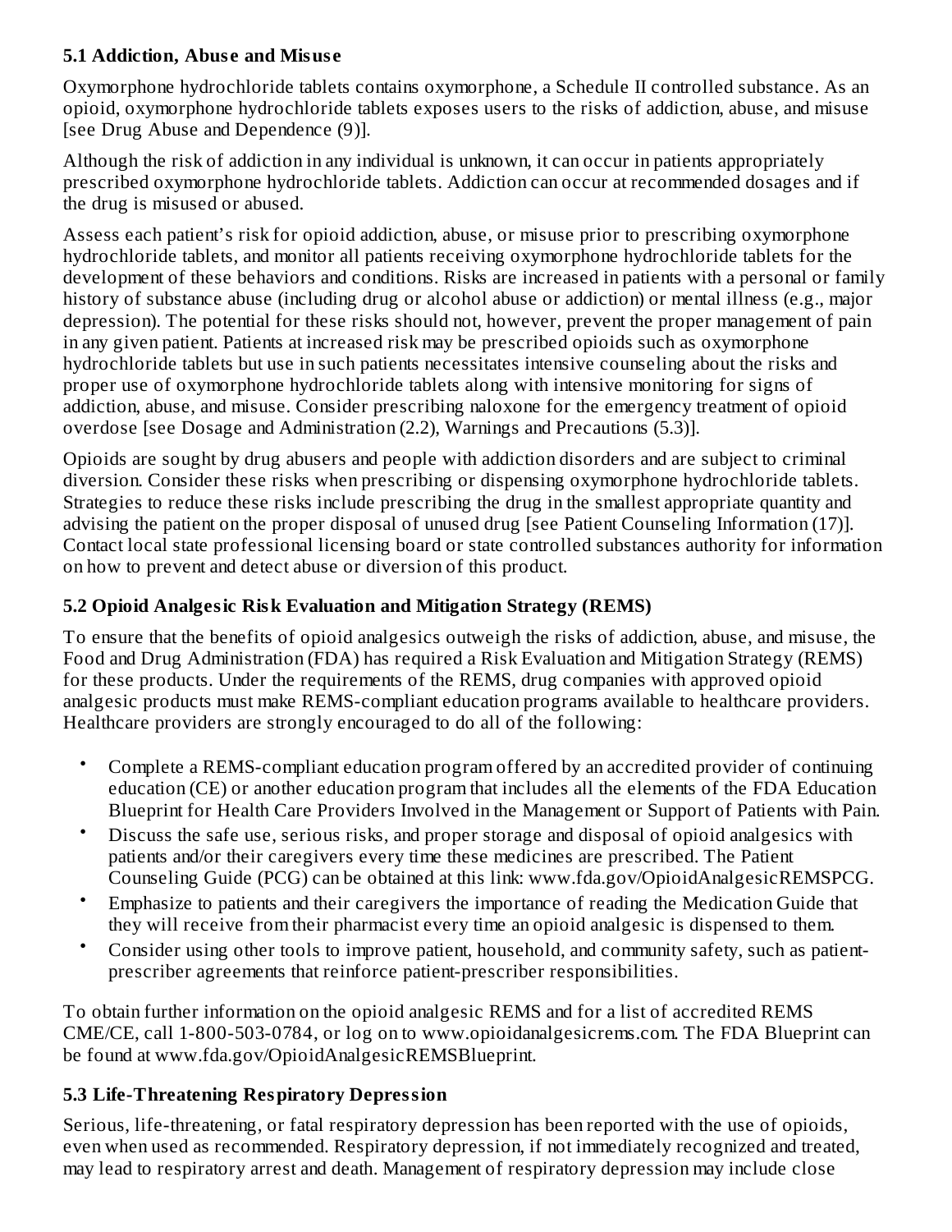### 5.1 Addiction, Abuse and Misuse

Oxymorphone hydrochloride tablets contains oxymorphone, a Schedule II controlled substance. As an opioid, oxymorphone hydrochloride tablets exposes users to the risks of addiction, abuse, and misuse [see Drug Abuse and Dependence (9)].

Although the risk of addiction in any individual is unknown, it can occur in patients appropriately prescribed oxymorphone hydrochloride tablets. Addiction can occur at recommended dosages and if the drug is misused or abused.

Assess each patient's risk for opioid addiction, abuse, or misuse prior to prescribing oxymorphone hydrochloride tablets, and monitor all patients receiving oxymorphone hydrochloride tablets for the development of these behaviors and conditions. Risks are increased in patients with a personal or family history of substance abuse (including drug or alcohol abuse or addiction) or mental illness (e.g., major depression). The potential for these risks should not, however, prevent the proper management of pain in any given patient. Patients at increased risk may be prescribed opioids such as oxymorphone hydrochloride tablets but use in such patients necessitates intensive counseling about the risks and proper use of oxymorphone hydrochloride tablets along with intensive monitoring for signs of addiction, abuse, and misuse. Consider prescribing naloxone for the emergency treatment of opioid overdose [see Dosage and Administration (2.2), Warnings and Precautions (5.3)].

Opioids are sought by drug abusers and people with addiction disorders and are subject to criminal diversion. Consider these risks when prescribing or dispensing oxymorphone hydrochloride tablets. Strategies to reduce these risks include prescribing the drug in the smallest appropriate quantity and advising the patient on the proper disposal of unused drug [see Patient Counseling Information (17)]. Contact local state professional licensing board or state controlled substances authority for information on how to prevent and detect abuse or diversion of this product.

### 5.2 Opioid Analgesic Risk Evaluation and Mitigation Strategy (REMS)

To ensure that the benefits of opioid analgesics outweigh the risks of addiction, abuse, and misuse, the Food and Drug Administration (FDA) has required a Risk Evaluation and Mitigation Strategy (REMS) for these products. Under the requirements of the REMS, drug companies with approved opioid analgesic products must make REMS-compliant education programs available to healthcare providers. Healthcare providers are strongly encouraged to do all of the following:

- Complete a REMS-compliant education program offered by an accredited provider of continuing education (CE) or another education program that includes all the elements of the FDA Education Blueprint for Health Care Providers Involved in the Management or Support of Patients with Pain.
- Discuss the safe use, serious risks, and proper storage and disposal of opioid analgesics with patients and/or their caregivers every time these medicines are prescribed. The Patient Counseling Guide (PCG) can be obtained at this link: www.fda.gov/OpioidAnalgesicREMSPCG.
- Emphasize to patients and their caregivers the importance of reading the Medication Guide that they will receive from their pharmacist every time an opioid analgesic is dispensed to them.
- Consider using other tools to improve patient, household, and community safety, such as patient-prescriber agreements that reinforce patient-prescriber responsibilities.

To obtain further information on the opioid analgesic REMS and for a list of accredited REMS CME/CE, call 1-800-503-0784, or log on to www.opioidanalgesicrems.com. The FDA Blueprint can be found at www.fda.gov/OpioidAnalgesicREMSBlueprint.

### 5.3 Life-Threatening Respiratory Depression

Serious, life-threatening, or fatal respiratory depression has been reported with the use of opioids, even when used as recommended. Respiratory depression, if not immediately recognized and treated, may lead to respiratory arrest and death. Management of respiratory depression may include close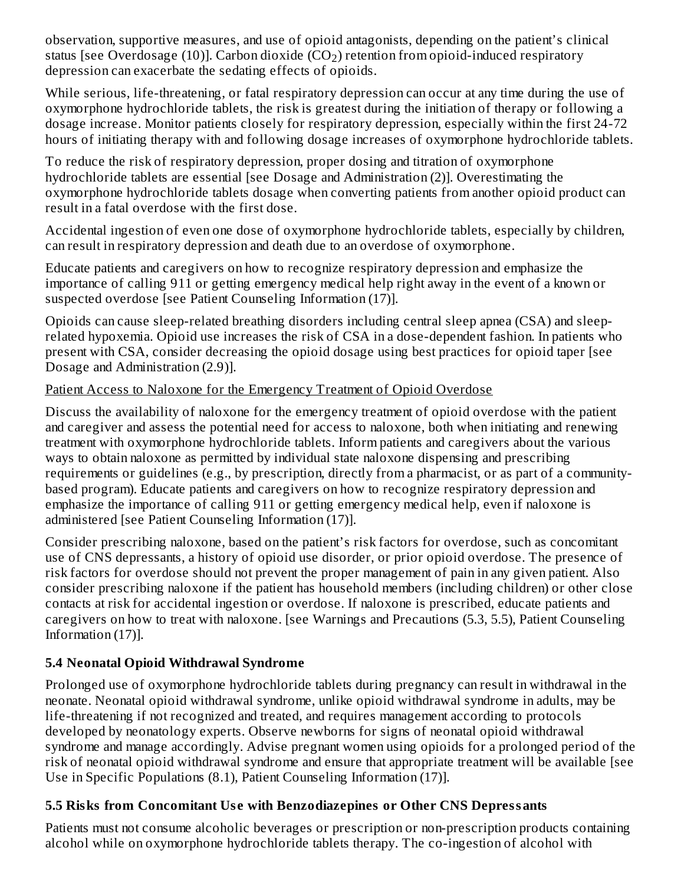observation, supportive measures, and use of opioid antagonists, depending on the patient's clinical status [see Overdosage (10)]. Carbon dioxide ($CO_2$) retention from opioid-induced respiratory depression can exacerbate the sedating effects of opioids.

While serious, life-threatening, or fatal respiratory depression can occur at any time during the use of oxymorphone hydrochloride tablets, the risk is greatest during the initiation of therapy or following a dosage increase. Monitor patients closely for respiratory depression, especially within the first 24-72 hours of initiating therapy with and following dosage increases of oxymorphone hydrochloride tablets.

To reduce the risk of respiratory depression, proper dosing and titration of oxymorphone hydrochloride tablets are essential [see Dosage and Administration (2)]. Overestimating the oxymorphone hydrochloride tablets dosage when converting patients from another opioid product can result in a fatal overdose with the first dose.

Accidental ingestion of even one dose of oxymorphone hydrochloride tablets, especially by children, can result in respiratory depression and death due to an overdose of oxymorphone.

Educate patients and caregivers on how to recognize respiratory depression and emphasize the importance of calling 911 or getting emergency medical help right away in the event of a known or suspected overdose [see Patient Counseling Information (17)].

Opioids can cause sleep-related breathing disorders including central sleep apnea (CSA) and sleep-related hypoxemia. Opioid use increases the risk of CSA in a dose-dependent fashion. In patients who present with CSA, consider decreasing the opioid dosage using best practices for opioid taper [see Dosage and Administration (2.9)].

Patient Access to Naloxone for the Emergency Treatment of Opioid Overdose

Discuss the availability of naloxone for the emergency treatment of opioid overdose with the patient and caregiver and assess the potential need for access to naloxone, both when initiating and renewing treatment with oxymorphone hydrochloride tablets. Inform patients and caregivers about the various ways to obtain naloxone as permitted by individual state naloxone dispensing and prescribing requirements or guidelines (e.g., by prescription, directly from a pharmacist, or as part of a community-based program). Educate patients and caregivers on how to recognize respiratory depression and emphasize the importance of calling 911 or getting emergency medical help, even if naloxone is administered [see Patient Counseling Information (17)].

Consider prescribing naloxone, based on the patient's risk factors for overdose, such as concomitant use of CNS depressants, a history of opioid use disorder, or prior opioid overdose. The presence of risk factors for overdose should not prevent the proper management of pain in any given patient. Also consider prescribing naloxone if the patient has household members (including children) or other close contacts at risk for accidental ingestion or overdose. If naloxone is prescribed, educate patients and caregivers on how to treat with naloxone. [see Warnings and Precautions (5.3, 5.5), Patient Counseling Information (17)].

### 5.4 Neonatal Opioid Withdrawal Syndrome

Prolonged use of oxymorphone hydrochloride tablets during pregnancy can result in withdrawal in the neonate. Neonatal opioid withdrawal syndrome, unlike opioid withdrawal syndrome in adults, may be life-threatening if not recognized and treated, and requires management according to protocols developed by neonatology experts. Observe newborns for signs of neonatal opioid withdrawal syndrome and manage accordingly. Advise pregnant women using opioids for a prolonged period of the risk of neonatal opioid withdrawal syndrome and ensure that appropriate treatment will be available [see Use in Specific Populations (8.1), Patient Counseling Information (17)].

### 5.5 Risks from Concomitant Use with Benzodiazepines or Other CNS Depressants

Patients must not consume alcoholic beverages or prescription or non-prescription products containing alcohol while on oxymorphone hydrochloride tablets therapy. The co-ingestion of alcohol with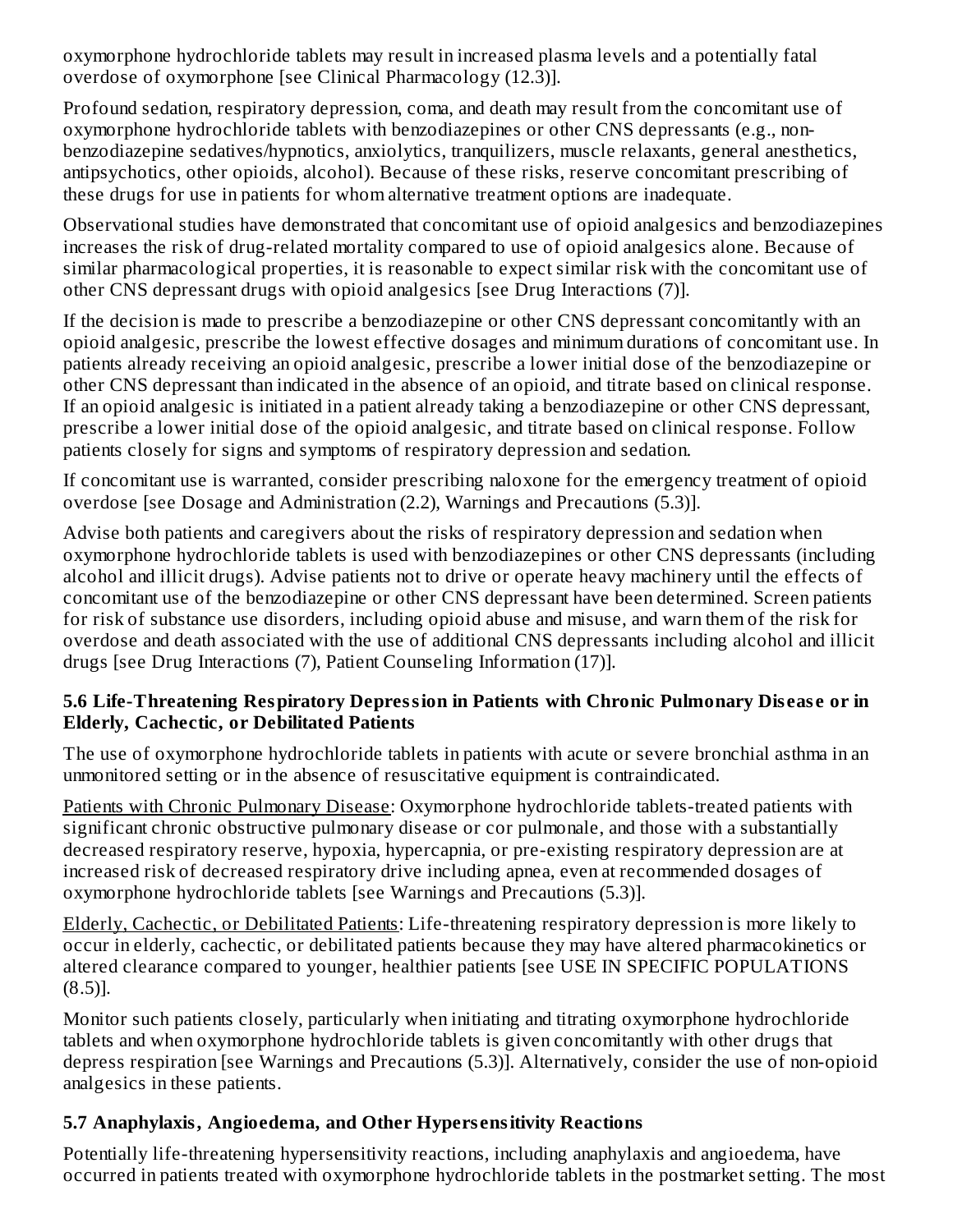oxymorphone hydrochloride tablets may result in increased plasma levels and a potentially fatal overdose of oxymorphone [see Clinical Pharmacology (12.3)].

Profound sedation, respiratory depression, coma, and death may result from the concomitant use of oxymorphone hydrochloride tablets with benzodiazepines or other CNS depressants (e.g., non-benzodiazepine sedatives/hypnotics, anxiolytics, tranquilizers, muscle relaxants, general anesthetics, antipsychotics, other opioids, alcohol). Because of these risks, reserve concomitant prescribing of these drugs for use in patients for whom alternative treatment options are inadequate.

Observational studies have demonstrated that concomitant use of opioid analgesics and benzodiazepines increases the risk of drug-related mortality compared to use of opioid analgesics alone. Because of similar pharmacological properties, it is reasonable to expect similar risk with the concomitant use of other CNS depressant drugs with opioid analgesics [see Drug Interactions (7)].

If the decision is made to prescribe a benzodiazepine or other CNS depressant concomitantly with an opioid analgesic, prescribe the lowest effective dosages and minimum durations of concomitant use. In patients already receiving an opioid analgesic, prescribe a lower initial dose of the benzodiazepine or other CNS depressant than indicated in the absence of an opioid, and titrate based on clinical response. If an opioid analgesic is initiated in a patient already taking a benzodiazepine or other CNS depressant, prescribe a lower initial dose of the opioid analgesic, and titrate based on clinical response. Follow patients closely for signs and symptoms of respiratory depression and sedation.

If concomitant use is warranted, consider prescribing naloxone for the emergency treatment of opioid overdose [see Dosage and Administration (2.2), Warnings and Precautions (5.3)].

Advise both patients and caregivers about the risks of respiratory depression and sedation when oxymorphone hydrochloride tablets is used with benzodiazepines or other CNS depressants (including alcohol and illicit drugs). Advise patients not to drive or operate heavy machinery until the effects of concomitant use of the benzodiazepine or other CNS depressant have been determined. Screen patients for risk of substance use disorders, including opioid abuse and misuse, and warn them of the risk for overdose and death associated with the use of additional CNS depressants including alcohol and illicit drugs [see Drug Interactions (7), Patient Counseling Information (17)].

### 5.6 Life-Threatening Respiratory Depression in Patients with Chronic Pulmonary Disease or in Elderly, Cachectic, or Debilitated Patients

The use of oxymorphone hydrochloride tablets in patients with acute or severe bronchial asthma in an unmonitored setting or in the absence of resuscitative equipment is contraindicated.

Patients with Chronic Pulmonary Disease: Oxymorphone hydrochloride tablets-treated patients with significant chronic obstructive pulmonary disease or cor pulmonale, and those with a substantially decreased respiratory reserve, hypoxia, hypercapnia, or pre-existing respiratory depression are at increased risk of decreased respiratory drive including apnea, even at recommended dosages of oxymorphone hydrochloride tablets [see Warnings and Precautions (5.3)].

Elderly, Cachectic, or Debilitated Patients: Life-threatening respiratory depression is more likely to occur in elderly, cachectic, or debilitated patients because they may have altered pharmacokinetics or altered clearance compared to younger, healthier patients [see USE IN SPECIFIC POPULATIONS (8.5)].

Monitor such patients closely, particularly when initiating and titrating oxymorphone hydrochloride tablets and when oxymorphone hydrochloride tablets is given concomitantly with other drugs that depress respiration [see Warnings and Precautions (5.3)]. Alternatively, consider the use of non-opioid analgesics in these patients.

### 5.7 Anaphylaxis, Angioedema, and Other Hypersensitivity Reactions

Potentially life-threatening hypersensitivity reactions, including anaphylaxis and angioedema, have occurred in patients treated with oxymorphone hydrochloride tablets in the postmarket setting. The most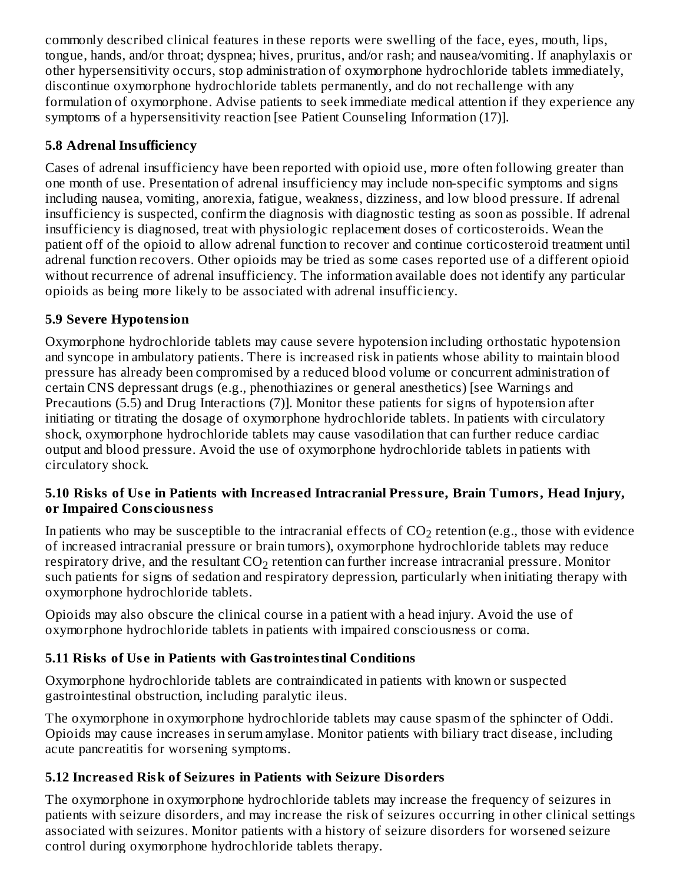commonly described clinical features in these reports were swelling of the face, eyes, mouth, lips, tongue, hands, and/or throat; dyspnea; hives, pruritus, and/or rash; and nausea/vomiting. If anaphylaxis or other hypersensitivity occurs, stop administration of oxymorphone hydrochloride tablets immediately, discontinue oxymorphone hydrochloride tablets permanently, and do not rechallenge with any formulation of oxymorphone. Advise patients to seek immediate medical attention if they experience any symptoms of a hypersensitivity reaction [see Patient Counseling Information (17)].

### 5.8 Adrenal Insufficiency

Cases of adrenal insufficiency have been reported with opioid use, more often following greater than one month of use. Presentation of adrenal insufficiency may include non-specific symptoms and signs including nausea, vomiting, anorexia, fatigue, weakness, dizziness, and low blood pressure. If adrenal insufficiency is suspected, confirm the diagnosis with diagnostic testing as soon as possible. If adrenal insufficiency is diagnosed, treat with physiologic replacement doses of corticosteroids. Wean the patient off of the opioid to allow adrenal function to recover and continue corticosteroid treatment until adrenal function recovers. Other opioids may be tried as some cases reported use of a different opioid without recurrence of adrenal insufficiency. The information available does not identify any particular opioids as being more likely to be associated with adrenal insufficiency.

### 5.9 Severe Hypotension

Oxymorphone hydrochloride tablets may cause severe hypotension including orthostatic hypotension and syncope in ambulatory patients. There is increased risk in patients whose ability to maintain blood pressure has already been compromised by a reduced blood volume or concurrent administration of certain CNS depressant drugs (e.g., phenothiazines or general anesthetics) [see Warnings and Precautions (5.5) and Drug Interactions (7)]. Monitor these patients for signs of hypotension after initiating or titrating the dosage of oxymorphone hydrochloride tablets. In patients with circulatory shock, oxymorphone hydrochloride tablets may cause vasodilation that can further reduce cardiac output and blood pressure. Avoid the use of oxymorphone hydrochloride tablets in patients with circulatory shock.

### 5.10 Risks of Use in Patients with Increased Intracranial Pressure, Brain Tumors, Head Injury, or Impaired Consciousness

In patients who may be susceptible to the intracranial effects of $CO_2$ retention (e.g., those with evidence of increased intracranial pressure or brain tumors), oxymorphone hydrochloride tablets may reduce respiratory drive, and the resultant $CO_2$ retention can further increase intracranial pressure. Monitor such patients for signs of sedation and respiratory depression, particularly when initiating therapy with oxymorphone hydrochloride tablets.

Opioids may also obscure the clinical course in a patient with a head injury. Avoid the use of oxymorphone hydrochloride tablets in patients with impaired consciousness or coma.

### 5.11 Risks of Use in Patients with Gastrointestinal Conditions

Oxymorphone hydrochloride tablets are contraindicated in patients with known or suspected gastrointestinal obstruction, including paralytic ileus.

The oxymorphone in oxymorphone hydrochloride tablets may cause spasm of the sphincter of Oddi. Opioids may cause increases in serum amylase. Monitor patients with biliary tract disease, including acute pancreatitis for worsening symptoms.

### 5.12 Increased Risk of Seizures in Patients with Seizure Disorders

The oxymorphone in oxymorphone hydrochloride tablets may increase the frequency of seizures in patients with seizure disorders, and may increase the risk of seizures occurring in other clinical settings associated with seizures. Monitor patients with a history of seizure disorders for worsened seizure control during oxymorphone hydrochloride tablets therapy.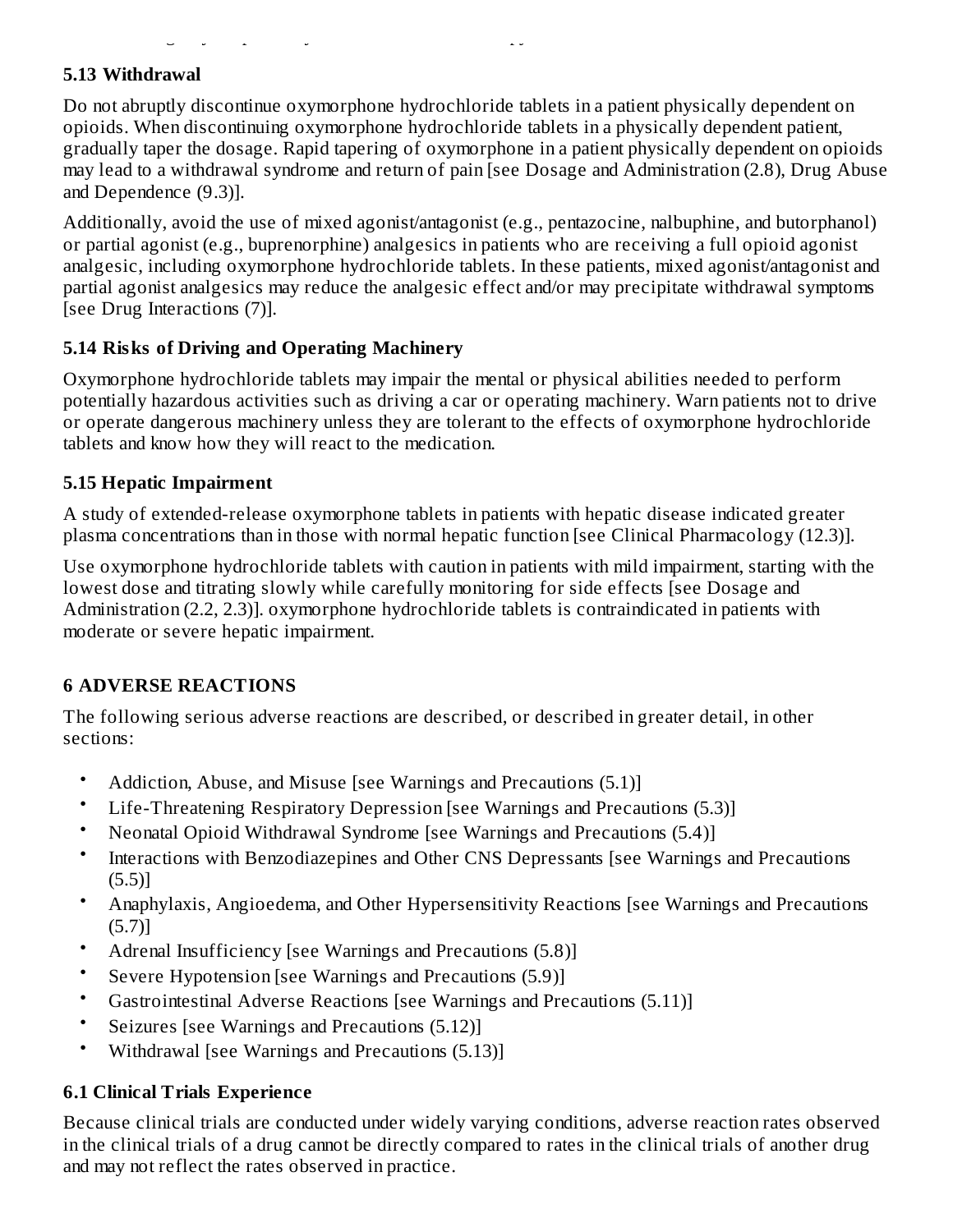### 5.13 Withdrawal

Do not abruptly discontinue oxymorphone hydrochloride tablets in a patient physically dependent on opioids. When discontinuing oxymorphone hydrochloride tablets in a physically dependent patient, gradually taper the dosage. Rapid tapering of oxymorphone in a patient physically dependent on opioids may lead to a withdrawal syndrome and return of pain [see Dosage and Administration (2.8), Drug Abuse and Dependence (9.3)].

Additionally, avoid the use of mixed agonist/antagonist (e.g., pentazocine, nalbuphine, and butorphanol) or partial agonist (e.g., buprenorphine) analgesics in patients who are receiving a full opioid agonist analgesic, including oxymorphone hydrochloride tablets. In these patients, mixed agonist/antagonist and partial agonist analgesics may reduce the analgesic effect and/or may precipitate withdrawal symptoms [see Drug Interactions (7)].

### 5.14 Risks of Driving and Operating Machinery

Oxymorphone hydrochloride tablets may impair the mental or physical abilities needed to perform potentially hazardous activities such as driving a car or operating machinery. Warn patients not to drive or operate dangerous machinery unless they are tolerant to the effects of oxymorphone hydrochloride tablets and know how they will react to the medication.

### 5.15 Hepatic Impairment

A study of extended-release oxymorphone tablets in patients with hepatic disease indicated greater plasma concentrations than in those with normal hepatic function [see Clinical Pharmacology (12.3)].

Use oxymorphone hydrochloride tablets with caution in patients with mild impairment, starting with the lowest dose and titrating slowly while carefully monitoring for side effects [see Dosage and Administration (2.2, 2.3)]. oxymorphone hydrochloride tablets is contraindicated in patients with moderate or severe hepatic impairment.

## 6 ADVERSE REACTIONS

The following serious adverse reactions are described, or described in greater detail, in other sections:

- Addiction, Abuse, and Misuse [see Warnings and Precautions (5.1)]
- Life-Threatening Respiratory Depression [see Warnings and Precautions (5.3)]
- Neonatal Opioid Withdrawal Syndrome [see Warnings and Precautions (5.4)]
- Interactions with Benzodiazepines and Other CNS Depressants [see Warnings and Precautions (5.5)]
- Anaphylaxis, Angioedema, and Other Hypersensitivity Reactions [see Warnings and Precautions (5.7)]
- Adrenal Insufficiency [see Warnings and Precautions (5.8)]
- Severe Hypotension [see Warnings and Precautions (5.9)]
- Gastrointestinal Adverse Reactions [see Warnings and Precautions (5.11)]
- Seizures [see Warnings and Precautions (5.12)]
- Withdrawal [see Warnings and Precautions (5.13)]

### 6.1 Clinical Trials Experience

Because clinical trials are conducted under widely varying conditions, adverse reaction rates observed in the clinical trials of a drug cannot be directly compared to rates in the clinical trials of another drug and may not reflect the rates observed in practice.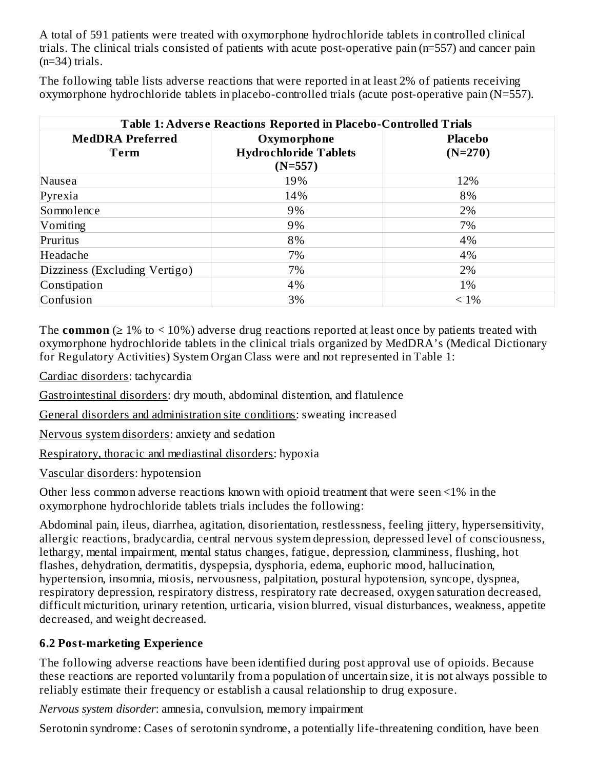A total of 591 patients were treated with oxymorphone hydrochloride tablets in controlled clinical trials. The clinical trials consisted of patients with acute post-operative pain (n=557) and cancer pain (n=34) trials.

The following table lists adverse reactions that were reported in at least 2% of patients receiving oxymorphone hydrochloride tablets in placebo-controlled trials (acute post-operative pain (N=557).

**Table 1: Adverse Reactions Reported in Placebo-Controlled Trials**

| MedDRA Preferred Term | Oxymorphone Hydrochloride Tablets (N=557) | Placebo (N=270) |
|---|---|---|
| Nausea | 19% | 12% |
| Pyrexia | 14% | 8% |
| Somnolence | 9% | 2% |
| Vomiting | 9% | 7% |
| Pruritus | 8% | 4% |
| Headache | 7% | 4% |
| Dizziness (Excluding Vertigo) | 7% | 2% |
| Constipation | 4% | 1% |
| Confusion | 3% | < 1% |

The **common** (≥ 1% to < 10%) adverse drug reactions reported at least once by patients treated with oxymorphone hydrochloride tablets in the clinical trials organized by MedDRA's (Medical Dictionary for Regulatory Activities) System Organ Class were and not represented in Table 1:

Cardiac disorders: tachycardia

Gastrointestinal disorders: dry mouth, abdominal distention, and flatulence

General disorders and administration site conditions: sweating increased

Nervous system disorders: anxiety and sedation

Respiratory, thoracic and mediastinal disorders: hypoxia

Vascular disorders: hypotension

Other less common adverse reactions known with opioid treatment that were seen <1% in the oxymorphone hydrochloride tablets trials includes the following:

Abdominal pain, ileus, diarrhea, agitation, disorientation, restlessness, feeling jittery, hypersensitivity, allergic reactions, bradycardia, central nervous system depression, depressed level of consciousness, lethargy, mental impairment, mental status changes, fatigue, depression, clamminess, flushing, hot flashes, dehydration, dermatitis, dyspepsia, dysphoria, edema, euphoric mood, hallucination, hypertension, insomnia, miosis, nervousness, palpitation, postural hypotension, syncope, dyspnea, respiratory depression, respiratory distress, respiratory rate decreased, oxygen saturation decreased, difficult micturition, urinary retention, urticaria, vision blurred, visual disturbances, weakness, appetite decreased, and weight decreased.

### 6.2 Post-marketing Experience

The following adverse reactions have been identified during post approval use of opioids. Because these reactions are reported voluntarily from a population of uncertain size, it is not always possible to reliably estimate their frequency or establish a causal relationship to drug exposure.

*Nervous system disorder*: amnesia, convulsion, memory impairment

Serotonin syndrome: Cases of serotonin syndrome, a potentially life-threatening condition, have been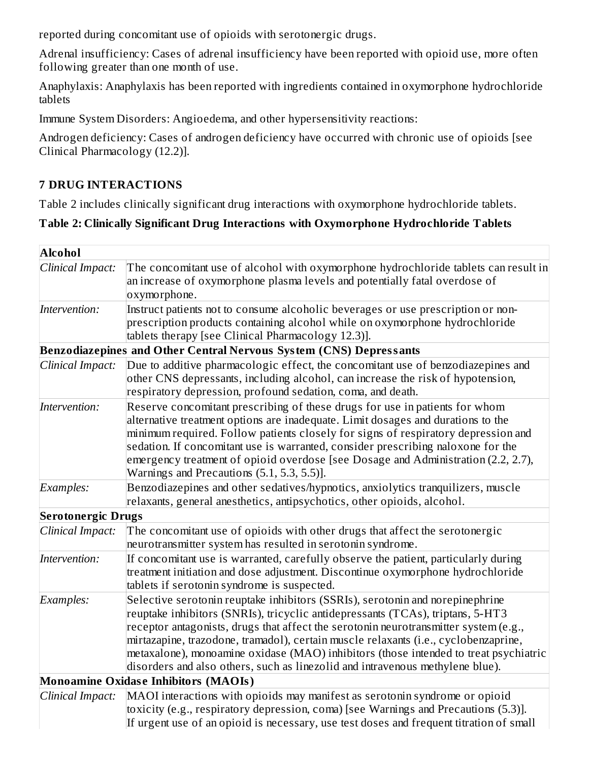reported during concomitant use of opioids with serotonergic drugs.

Adrenal insufficiency: Cases of adrenal insufficiency have been reported with opioid use, more often following greater than one month of use.

Anaphylaxis: Anaphylaxis has been reported with ingredients contained in oxymorphone hydrochloride tablets

Immune System Disorders: Angioedema, and other hypersensitivity reactions:

Androgen deficiency: Cases of androgen deficiency have occurred with chronic use of opioids [see Clinical Pharmacology (12.2)].

## 7 DRUG INTERACTIONS

Table 2 includes clinically significant drug interactions with oxymorphone hydrochloride tablets.

**Table 2: Clinically Significant Drug Interactions with Oxymorphone Hydrochloride Tablets**

| **Alcohol** | |
|---|---|
| *Clinical Impact:* | The concomitant use of alcohol with oxymorphone hydrochloride tablets can result in an increase of oxymorphone plasma levels and potentially fatal overdose of oxymorphone. |
| *Intervention:* | Instruct patients not to consume alcoholic beverages or use prescription or non-prescription products containing alcohol while on oxymorphone hydrochloride tablets therapy [see Clinical Pharmacology 12.3)]. |
| **Benzodiazepines and Other Central Nervous System (CNS) Depressants** | |
| *Clinical Impact:* | Due to additive pharmacologic effect, the concomitant use of benzodiazepines and other CNS depressants, including alcohol, can increase the risk of hypotension, respiratory depression, profound sedation, coma, and death. |
| *Intervention:* | Reserve concomitant prescribing of these drugs for use in patients for whom alternative treatment options are inadequate. Limit dosages and durations to the minimum required. Follow patients closely for signs of respiratory depression and sedation. If concomitant use is warranted, consider prescribing naloxone for the emergency treatment of opioid overdose [see Dosage and Administration (2.2, 2.7), Warnings and Precautions (5.1, 5.3, 5.5)]. |
| *Examples:* | Benzodiazepines and other sedatives/hypnotics, anxiolytics tranquilizers, muscle relaxants, general anesthetics, antipsychotics, other opioids, alcohol. |
| **Serotonergic Drugs** | |
| *Clinical Impact:* | The concomitant use of opioids with other drugs that affect the serotonergic neurotransmitter system has resulted in serotonin syndrome. |
| *Intervention:* | If concomitant use is warranted, carefully observe the patient, particularly during treatment initiation and dose adjustment. Discontinue oxymorphone hydrochloride tablets if serotonin syndrome is suspected. |
| *Examples:* | Selective serotonin reuptake inhibitors (SSRIs), serotonin and norepinephrine reuptake inhibitors (SNRIs), tricyclic antidepressants (TCAs), triptans, 5-HT3 receptor antagonists, drugs that affect the serotonin neurotransmitter system (e.g., mirtazapine, trazodone, tramadol), certain muscle relaxants (i.e., cyclobenzaprine, metaxalone), monoamine oxidase (MAO) inhibitors (those intended to treat psychiatric disorders and also others, such as linezolid and intravenous methylene blue). |
| **Monoamine Oxidase Inhibitors (MAOIs)** | |
| *Clinical Impact:* | MAOI interactions with opioids may manifest as serotonin syndrome or opioid toxicity (e.g., respiratory depression, coma) [see Warnings and Precautions (5.3)]. If urgent use of an opioid is necessary, use test doses and frequent titration of small |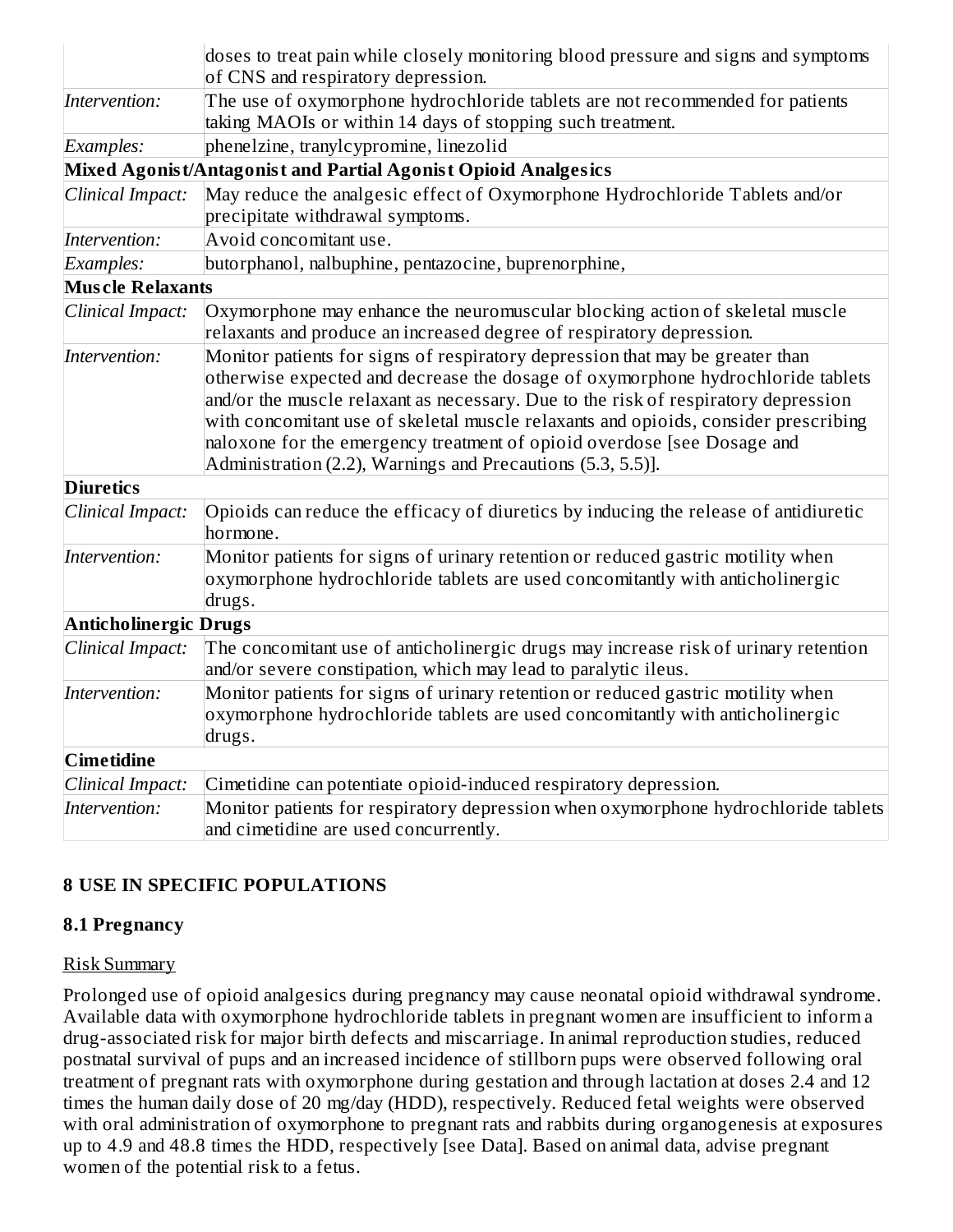|  |  |
|---|---|
|  | doses to treat pain while closely monitoring blood pressure and signs and symptoms of CNS and respiratory depression. |
| *Intervention:* | The use of oxymorphone hydrochloride tablets are not recommended for patients taking MAOIs or within 14 days of stopping such treatment. |
| *Examples:* | phenelzine, tranylcypromine, linezolid |
| **Mixed Agonist/Antagonist and Partial Agonist Opioid Analgesics** |  |
| *Clinical Impact:* | May reduce the analgesic effect of Oxymorphone Hydrochloride Tablets and/or precipitate withdrawal symptoms. |
| *Intervention:* | Avoid concomitant use. |
| *Examples:* | butorphanol, nalbuphine, pentazocine, buprenorphine, |
| **Muscle Relaxants** |  |
| *Clinical Impact:* | Oxymorphone may enhance the neuromuscular blocking action of skeletal muscle relaxants and produce an increased degree of respiratory depression. |
| *Intervention:* | Monitor patients for signs of respiratory depression that may be greater than otherwise expected and decrease the dosage of oxymorphone hydrochloride tablets and/or the muscle relaxant as necessary. Due to the risk of respiratory depression with concomitant use of skeletal muscle relaxants and opioids, consider prescribing naloxone for the emergency treatment of opioid overdose [see Dosage and Administration (2.2), Warnings and Precautions (5.3, 5.5)]. |
| **Diuretics** |  |
| *Clinical Impact:* | Opioids can reduce the efficacy of diuretics by inducing the release of antidiuretic hormone. |
| *Intervention:* | Monitor patients for signs of urinary retention or reduced gastric motility when oxymorphone hydrochloride tablets are used concomitantly with anticholinergic drugs. |
| **Anticholinergic Drugs** |  |
| *Clinical Impact:* | The concomitant use of anticholinergic drugs may increase risk of urinary retention and/or severe constipation, which may lead to paralytic ileus. |
| *Intervention:* | Monitor patients for signs of urinary retention or reduced gastric motility when oxymorphone hydrochloride tablets are used concomitantly with anticholinergic drugs. |
| **Cimetidine** |  |
| *Clinical Impact:* | Cimetidine can potentiate opioid-induced respiratory depression. |
| *Intervention:* | Monitor patients for respiratory depression when oxymorphone hydrochloride tablets and cimetidine are used concurrently. |

## 8 USE IN SPECIFIC POPULATIONS

### 8.1 Pregnancy

Risk Summary

Prolonged use of opioid analgesics during pregnancy may cause neonatal opioid withdrawal syndrome. Available data with oxymorphone hydrochloride tablets in pregnant women are insufficient to inform a drug-associated risk for major birth defects and miscarriage. In animal reproduction studies, reduced postnatal survival of pups and an increased incidence of stillborn pups were observed following oral treatment of pregnant rats with oxymorphone during gestation and through lactation at doses 2.4 and 12 times the human daily dose of 20 mg/day (HDD), respectively. Reduced fetal weights were observed with oral administration of oxymorphone to pregnant rats and rabbits during organogenesis at exposures up to 4.9 and 48.8 times the HDD, respectively [see Data]. Based on animal data, advise pregnant women of the potential risk to a fetus.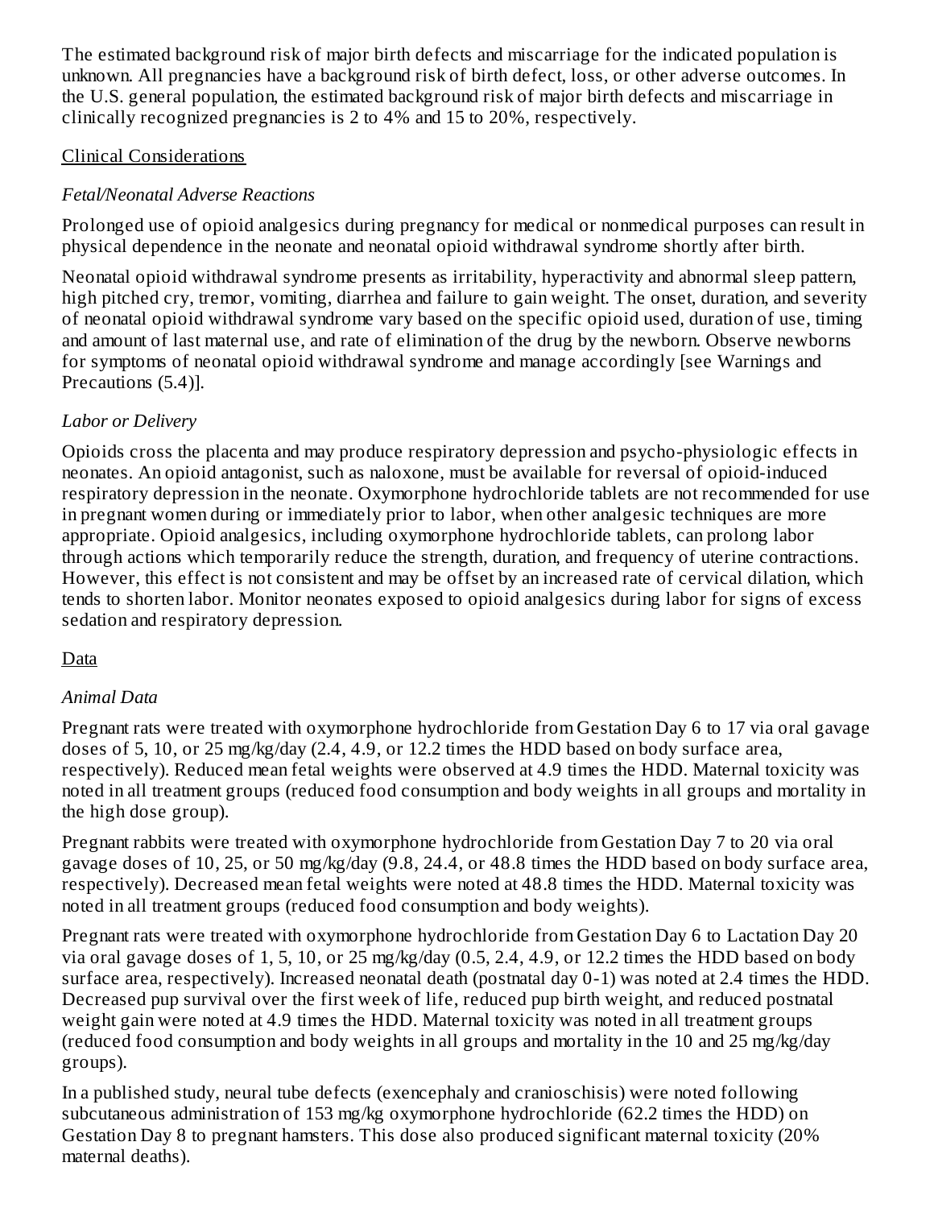The estimated background risk of major birth defects and miscarriage for the indicated population is unknown. All pregnancies have a background risk of birth defect, loss, or other adverse outcomes. In the U.S. general population, the estimated background risk of major birth defects and miscarriage in clinically recognized pregnancies is 2 to 4% and 15 to 20%, respectively.

Clinical Considerations

*Fetal/Neonatal Adverse Reactions*

Prolonged use of opioid analgesics during pregnancy for medical or nonmedical purposes can result in physical dependence in the neonate and neonatal opioid withdrawal syndrome shortly after birth.

Neonatal opioid withdrawal syndrome presents as irritability, hyperactivity and abnormal sleep pattern, high pitched cry, tremor, vomiting, diarrhea and failure to gain weight. The onset, duration, and severity of neonatal opioid withdrawal syndrome vary based on the specific opioid used, duration of use, timing and amount of last maternal use, and rate of elimination of the drug by the newborn. Observe newborns for symptoms of neonatal opioid withdrawal syndrome and manage accordingly [see Warnings and Precautions (5.4)].

*Labor or Delivery*

Opioids cross the placenta and may produce respiratory depression and psycho-physiologic effects in neonates. An opioid antagonist, such as naloxone, must be available for reversal of opioid-induced respiratory depression in the neonate. Oxymorphone hydrochloride tablets are not recommended for use in pregnant women during or immediately prior to labor, when other analgesic techniques are more appropriate. Opioid analgesics, including oxymorphone hydrochloride tablets, can prolong labor through actions which temporarily reduce the strength, duration, and frequency of uterine contractions. However, this effect is not consistent and may be offset by an increased rate of cervical dilation, which tends to shorten labor. Monitor neonates exposed to opioid analgesics during labor for signs of excess sedation and respiratory depression.

Data

*Animal Data*

Pregnant rats were treated with oxymorphone hydrochloride from Gestation Day 6 to 17 via oral gavage doses of 5, 10, or 25 mg/kg/day (2.4, 4.9, or 12.2 times the HDD based on body surface area, respectively). Reduced mean fetal weights were observed at 4.9 times the HDD. Maternal toxicity was noted in all treatment groups (reduced food consumption and body weights in all groups and mortality in the high dose group).

Pregnant rabbits were treated with oxymorphone hydrochloride from Gestation Day 7 to 20 via oral gavage doses of 10, 25, or 50 mg/kg/day (9.8, 24.4, or 48.8 times the HDD based on body surface area, respectively). Decreased mean fetal weights were noted at 48.8 times the HDD. Maternal toxicity was noted in all treatment groups (reduced food consumption and body weights).

Pregnant rats were treated with oxymorphone hydrochloride from Gestation Day 6 to Lactation Day 20 via oral gavage doses of 1, 5, 10, or 25 mg/kg/day (0.5, 2.4, 4.9, or 12.2 times the HDD based on body surface area, respectively). Increased neonatal death (postnatal day 0-1) was noted at 2.4 times the HDD. Decreased pup survival over the first week of life, reduced pup birth weight, and reduced postnatal weight gain were noted at 4.9 times the HDD. Maternal toxicity was noted in all treatment groups (reduced food consumption and body weights in all groups and mortality in the 10 and 25 mg/kg/day groups).

In a published study, neural tube defects (exencephaly and cranioschisis) were noted following subcutaneous administration of 153 mg/kg oxymorphone hydrochloride (62.2 times the HDD) on Gestation Day 8 to pregnant hamsters. This dose also produced significant maternal toxicity (20% maternal deaths).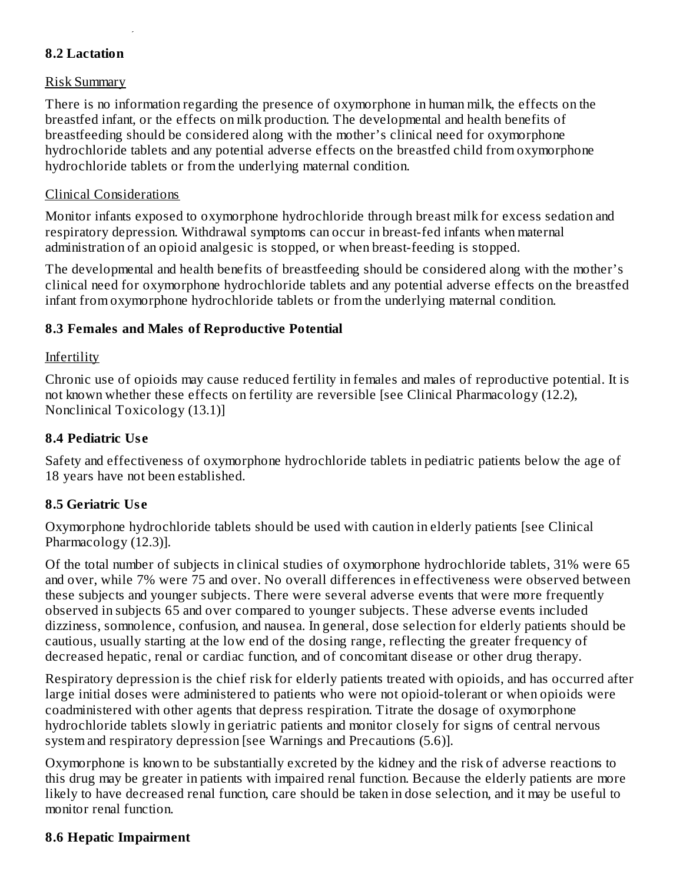### 8.2 Lactation

Risk Summary

There is no information regarding the presence of oxymorphone in human milk, the effects on the breastfed infant, or the effects on milk production. The developmental and health benefits of breastfeeding should be considered along with the mother's clinical need for oxymorphone hydrochloride tablets and any potential adverse effects on the breastfed child from oxymorphone hydrochloride tablets or from the underlying maternal condition.

Clinical Considerations

Monitor infants exposed to oxymorphone hydrochloride through breast milk for excess sedation and respiratory depression. Withdrawal symptoms can occur in breast-fed infants when maternal administration of an opioid analgesic is stopped, or when breast-feeding is stopped.

The developmental and health benefits of breastfeeding should be considered along with the mother's clinical need for oxymorphone hydrochloride tablets and any potential adverse effects on the breastfed infant from oxymorphone hydrochloride tablets or from the underlying maternal condition.

### 8.3 Females and Males of Reproductive Potential

Infertility

Chronic use of opioids may cause reduced fertility in females and males of reproductive potential. It is not known whether these effects on fertility are reversible [see Clinical Pharmacology (12.2), Nonclinical Toxicology (13.1)]

### 8.4 Pediatric Use

Safety and effectiveness of oxymorphone hydrochloride tablets in pediatric patients below the age of 18 years have not been established.

### 8.5 Geriatric Use

Oxymorphone hydrochloride tablets should be used with caution in elderly patients [see Clinical Pharmacology (12.3)].

Of the total number of subjects in clinical studies of oxymorphone hydrochloride tablets, 31% were 65 and over, while 7% were 75 and over. No overall differences in effectiveness were observed between these subjects and younger subjects. There were several adverse events that were more frequently observed in subjects 65 and over compared to younger subjects. These adverse events included dizziness, somnolence, confusion, and nausea. In general, dose selection for elderly patients should be cautious, usually starting at the low end of the dosing range, reflecting the greater frequency of decreased hepatic, renal or cardiac function, and of concomitant disease or other drug therapy.

Respiratory depression is the chief risk for elderly patients treated with opioids, and has occurred after large initial doses were administered to patients who were not opioid-tolerant or when opioids were coadministered with other agents that depress respiration. Titrate the dosage of oxymorphone hydrochloride tablets slowly in geriatric patients and monitor closely for signs of central nervous system and respiratory depression [see Warnings and Precautions (5.6)].

Oxymorphone is known to be substantially excreted by the kidney and the risk of adverse reactions to this drug may be greater in patients with impaired renal function. Because the elderly patients are more likely to have decreased renal function, care should be taken in dose selection, and it may be useful to monitor renal function.

### 8.6 Hepatic Impairment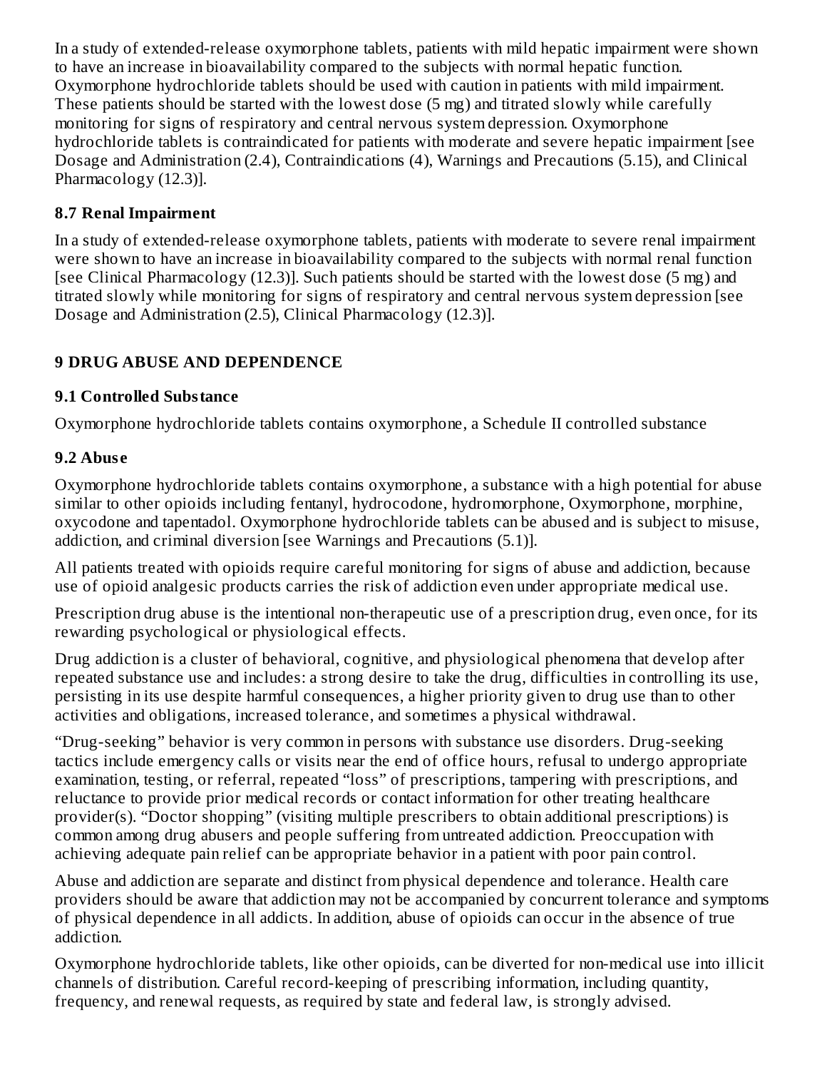In a study of extended-release oxymorphone tablets, patients with mild hepatic impairment were shown to have an increase in bioavailability compared to the subjects with normal hepatic function. Oxymorphone hydrochloride tablets should be used with caution in patients with mild impairment. These patients should be started with the lowest dose (5 mg) and titrated slowly while carefully monitoring for signs of respiratory and central nervous system depression. Oxymorphone hydrochloride tablets is contraindicated for patients with moderate and severe hepatic impairment [see Dosage and Administration (2.4), Contraindications (4), Warnings and Precautions (5.15), and Clinical Pharmacology (12.3)].

### 8.7 Renal Impairment

In a study of extended-release oxymorphone tablets, patients with moderate to severe renal impairment were shown to have an increase in bioavailability compared to the subjects with normal renal function [see Clinical Pharmacology (12.3)]. Such patients should be started with the lowest dose (5 mg) and titrated slowly while monitoring for signs of respiratory and central nervous system depression [see Dosage and Administration (2.5), Clinical Pharmacology (12.3)].

## 9 DRUG ABUSE AND DEPENDENCE

### 9.1 Controlled Substance

Oxymorphone hydrochloride tablets contains oxymorphone, a Schedule II controlled substance

### 9.2 Abuse

Oxymorphone hydrochloride tablets contains oxymorphone, a substance with a high potential for abuse similar to other opioids including fentanyl, hydrocodone, hydromorphone, Oxymorphone, morphine, oxycodone and tapentadol. Oxymorphone hydrochloride tablets can be abused and is subject to misuse, addiction, and criminal diversion [see Warnings and Precautions (5.1)].

All patients treated with opioids require careful monitoring for signs of abuse and addiction, because use of opioid analgesic products carries the risk of addiction even under appropriate medical use.

Prescription drug abuse is the intentional non-therapeutic use of a prescription drug, even once, for its rewarding psychological or physiological effects.

Drug addiction is a cluster of behavioral, cognitive, and physiological phenomena that develop after repeated substance use and includes: a strong desire to take the drug, difficulties in controlling its use, persisting in its use despite harmful consequences, a higher priority given to drug use than to other activities and obligations, increased tolerance, and sometimes a physical withdrawal.

"Drug-seeking" behavior is very common in persons with substance use disorders. Drug-seeking tactics include emergency calls or visits near the end of office hours, refusal to undergo appropriate examination, testing, or referral, repeated "loss" of prescriptions, tampering with prescriptions, and reluctance to provide prior medical records or contact information for other treating healthcare provider(s). "Doctor shopping" (visiting multiple prescribers to obtain additional prescriptions) is common among drug abusers and people suffering from untreated addiction. Preoccupation with achieving adequate pain relief can be appropriate behavior in a patient with poor pain control.

Abuse and addiction are separate and distinct from physical dependence and tolerance. Health care providers should be aware that addiction may not be accompanied by concurrent tolerance and symptoms of physical dependence in all addicts. In addition, abuse of opioids can occur in the absence of true addiction.

Oxymorphone hydrochloride tablets, like other opioids, can be diverted for non-medical use into illicit channels of distribution. Careful record-keeping of prescribing information, including quantity, frequency, and renewal requests, as required by state and federal law, is strongly advised.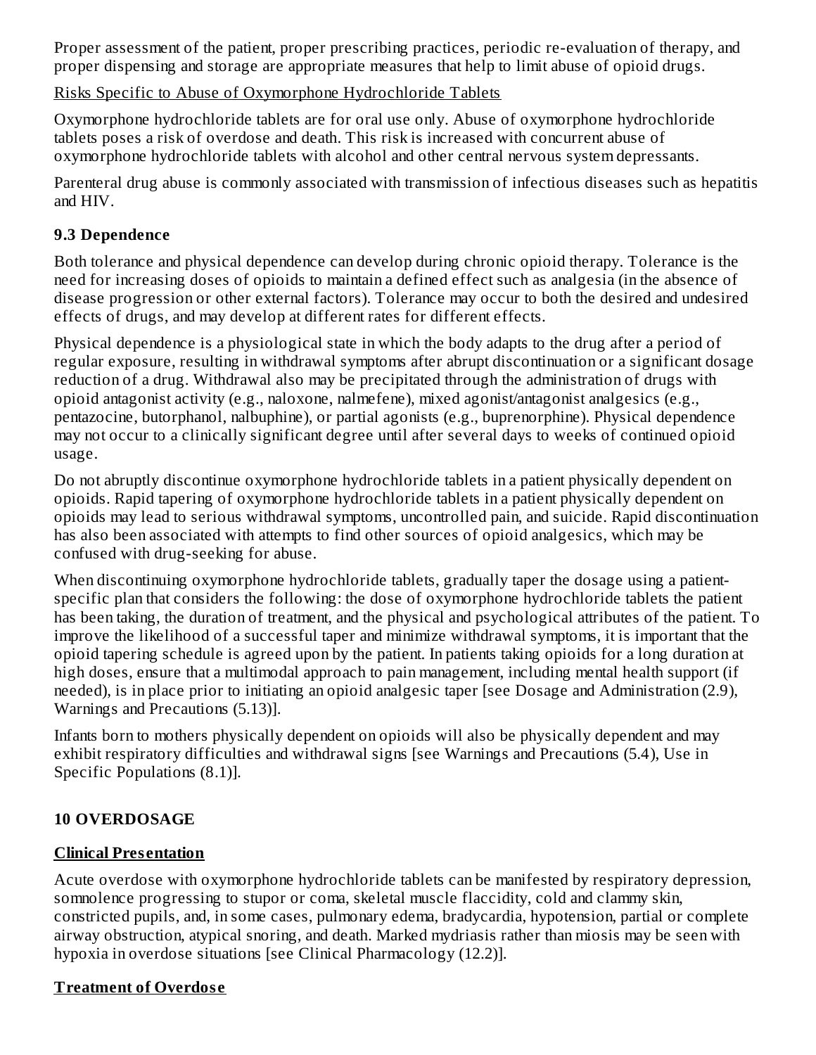Proper assessment of the patient, proper prescribing practices, periodic re-evaluation of therapy, and proper dispensing and storage are appropriate measures that help to limit abuse of opioid drugs.

Risks Specific to Abuse of Oxymorphone Hydrochloride Tablets

Oxymorphone hydrochloride tablets are for oral use only. Abuse of oxymorphone hydrochloride tablets poses a risk of overdose and death. This risk is increased with concurrent abuse of oxymorphone hydrochloride tablets with alcohol and other central nervous system depressants.

Parenteral drug abuse is commonly associated with transmission of infectious diseases such as hepatitis and HIV.

### 9.3 Dependence

Both tolerance and physical dependence can develop during chronic opioid therapy. Tolerance is the need for increasing doses of opioids to maintain a defined effect such as analgesia (in the absence of disease progression or other external factors). Tolerance may occur to both the desired and undesired effects of drugs, and may develop at different rates for different effects.

Physical dependence is a physiological state in which the body adapts to the drug after a period of regular exposure, resulting in withdrawal symptoms after abrupt discontinuation or a significant dosage reduction of a drug. Withdrawal also may be precipitated through the administration of drugs with opioid antagonist activity (e.g., naloxone, nalmefene), mixed agonist/antagonist analgesics (e.g., pentazocine, butorphanol, nalbuphine), or partial agonists (e.g., buprenorphine). Physical dependence may not occur to a clinically significant degree until after several days to weeks of continued opioid usage.

Do not abruptly discontinue oxymorphone hydrochloride tablets in a patient physically dependent on opioids. Rapid tapering of oxymorphone hydrochloride tablets in a patient physically dependent on opioids may lead to serious withdrawal symptoms, uncontrolled pain, and suicide. Rapid discontinuation has also been associated with attempts to find other sources of opioid analgesics, which may be confused with drug-seeking for abuse.

When discontinuing oxymorphone hydrochloride tablets, gradually taper the dosage using a patient-specific plan that considers the following: the dose of oxymorphone hydrochloride tablets the patient has been taking, the duration of treatment, and the physical and psychological attributes of the patient. To improve the likelihood of a successful taper and minimize withdrawal symptoms, it is important that the opioid tapering schedule is agreed upon by the patient. In patients taking opioids for a long duration at high doses, ensure that a multimodal approach to pain management, including mental health support (if needed), is in place prior to initiating an opioid analgesic taper [see Dosage and Administration (2.9), Warnings and Precautions (5.13)].

Infants born to mothers physically dependent on opioids will also be physically dependent and may exhibit respiratory difficulties and withdrawal signs [see Warnings and Precautions (5.4), Use in Specific Populations (8.1)].

## 10 OVERDOSAGE

**Clinical Presentation**

Acute overdose with oxymorphone hydrochloride tablets can be manifested by respiratory depression, somnolence progressing to stupor or coma, skeletal muscle flaccidity, cold and clammy skin, constricted pupils, and, in some cases, pulmonary edema, bradycardia, hypotension, partial or complete airway obstruction, atypical snoring, and death. Marked mydriasis rather than miosis may be seen with hypoxia in overdose situations [see Clinical Pharmacology (12.2)].

**Treatment of Overdose**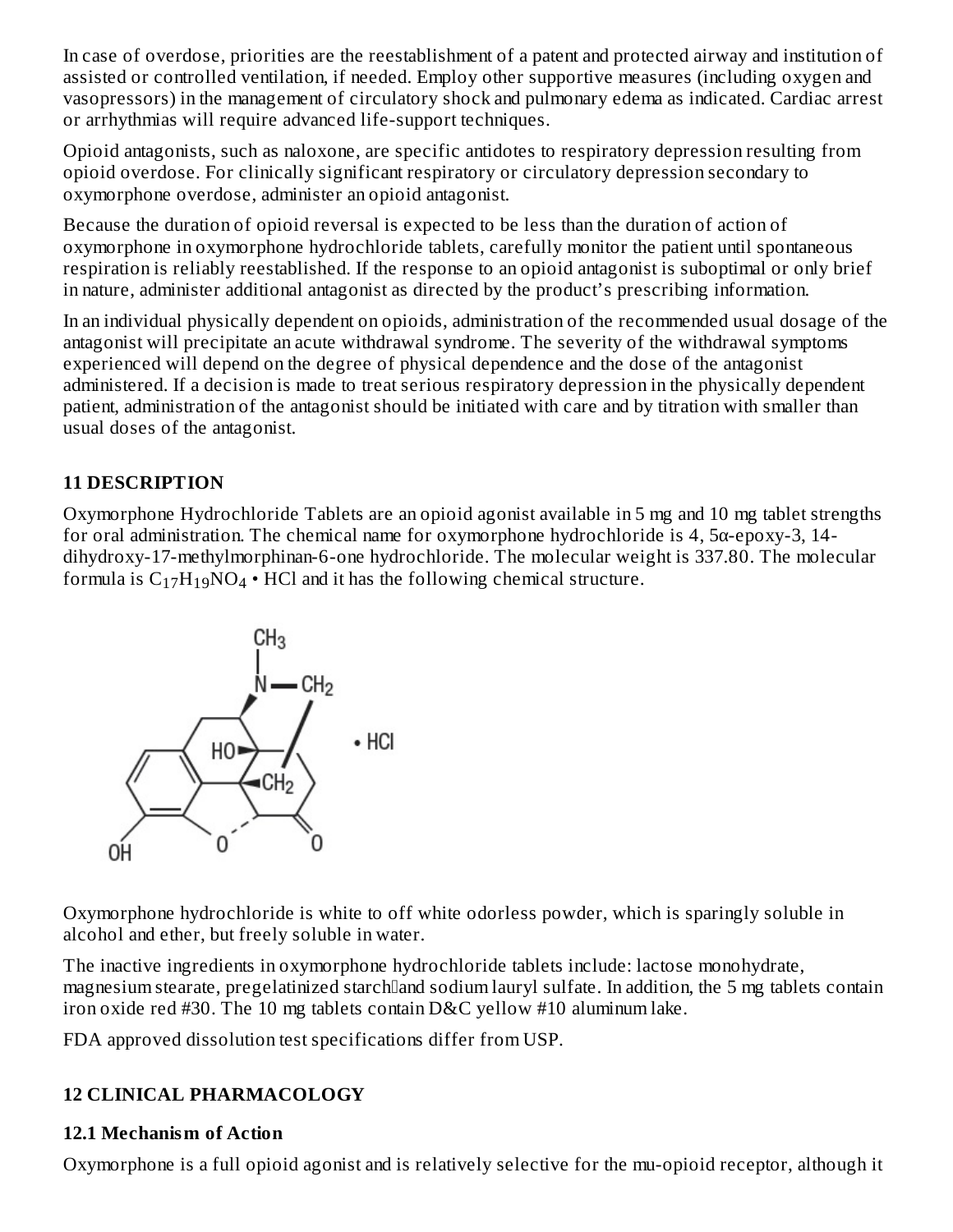In case of overdose, priorities are the reestablishment of a patent and protected airway and institution of assisted or controlled ventilation, if needed. Employ other supportive measures (including oxygen and vasopressors) in the management of circulatory shock and pulmonary edema as indicated. Cardiac arrest or arrhythmias will require advanced life-support techniques.

Opioid antagonists, such as naloxone, are specific antidotes to respiratory depression resulting from opioid overdose. For clinically significant respiratory or circulatory depression secondary to oxymorphone overdose, administer an opioid antagonist.

Because the duration of opioid reversal is expected to be less than the duration of action of oxymorphone in oxymorphone hydrochloride tablets, carefully monitor the patient until spontaneous respiration is reliably reestablished. If the response to an opioid antagonist is suboptimal or only brief in nature, administer additional antagonist as directed by the product's prescribing information.

In an individual physically dependent on opioids, administration of the recommended usual dosage of the antagonist will precipitate an acute withdrawal syndrome. The severity of the withdrawal symptoms experienced will depend on the degree of physical dependence and the dose of the antagonist administered. If a decision is made to treat serious respiratory depression in the physically dependent patient, administration of the antagonist should be initiated with care and by titration with smaller than usual doses of the antagonist.

## 11 DESCRIPTION

Oxymorphone Hydrochloride Tablets are an opioid agonist available in 5 mg and 10 mg tablet strengths for oral administration. The chemical name for oxymorphone hydrochloride is 4, 5α-epoxy-3, 14-dihydroxy-17-methylmorphinan-6-one hydrochloride. The molecular weight is 337.80. The molecular formula is $C_{17}H_{19}NO_4 \cdot HCl$ and it has the following chemical structure.

Oxymorphone hydrochloride is white to off white odorless powder, which is sparingly soluble in alcohol and ether, but freely soluble in water.

The inactive ingredients in oxymorphone hydrochloride tablets include: lactose monohydrate, magnesium stearate, pregelatinized starch and sodium lauryl sulfate. In addition, the 5 mg tablets contain iron oxide red #30. The 10 mg tablets contain D&C yellow #10 aluminum lake.

FDA approved dissolution test specifications differ from USP.

## 12 CLINICAL PHARMACOLOGY

### 12.1 Mechanism of Action

Oxymorphone is a full opioid agonist and is relatively selective for the mu-opioid receptor, although it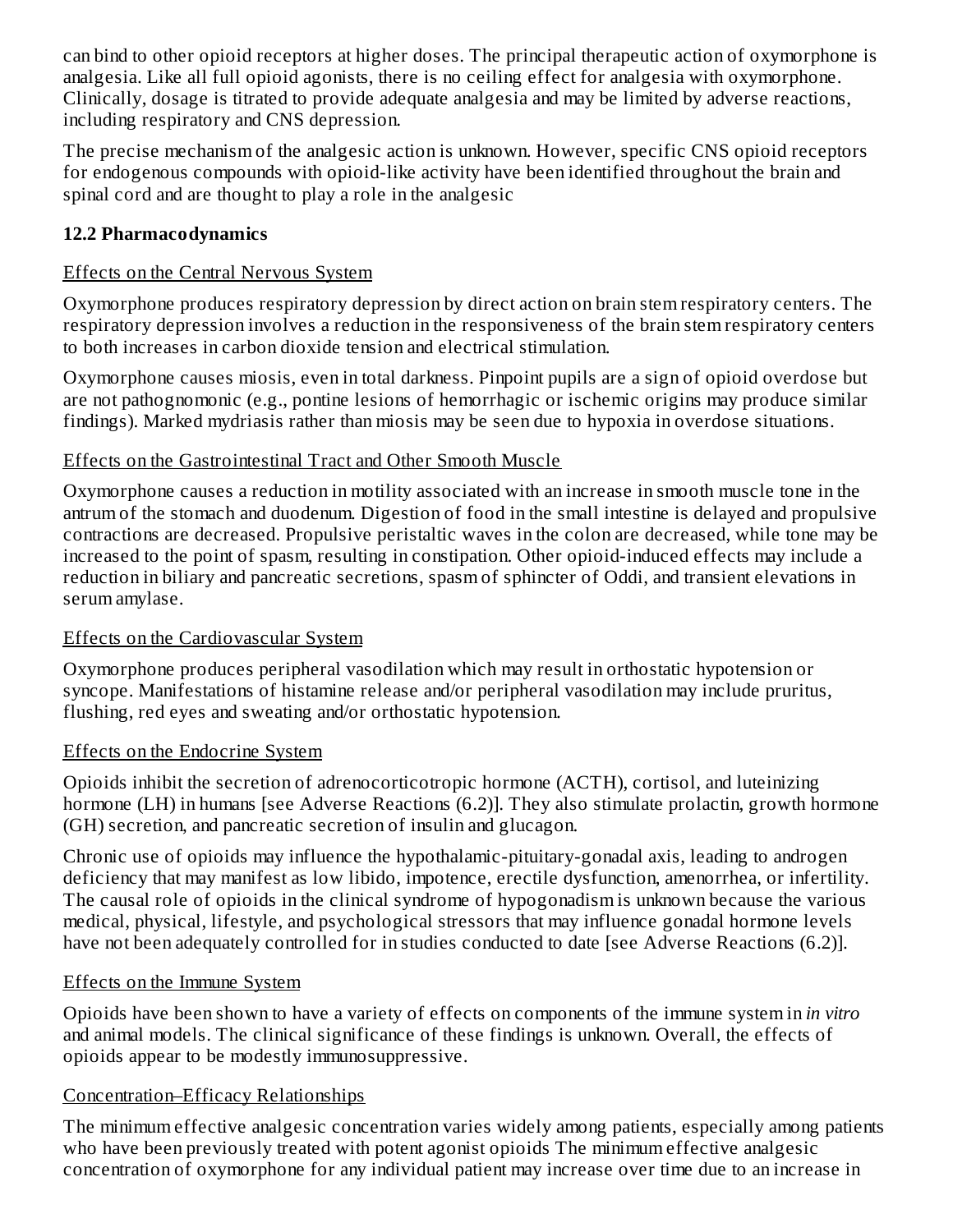can bind to other opioid receptors at higher doses. The principal therapeutic action of oxymorphone is analgesia. Like all full opioid agonists, there is no ceiling effect for analgesia with oxymorphone. Clinically, dosage is titrated to provide adequate analgesia and may be limited by adverse reactions, including respiratory and CNS depression.

The precise mechanism of the analgesic action is unknown. However, specific CNS opioid receptors for endogenous compounds with opioid-like activity have been identified throughout the brain and spinal cord and are thought to play a role in the analgesic

### 12.2 Pharmacodynamics

Effects on the Central Nervous System

Oxymorphone produces respiratory depression by direct action on brain stem respiratory centers. The respiratory depression involves a reduction in the responsiveness of the brain stem respiratory centers to both increases in carbon dioxide tension and electrical stimulation.

Oxymorphone causes miosis, even in total darkness. Pinpoint pupils are a sign of opioid overdose but are not pathognomonic (e.g., pontine lesions of hemorrhagic or ischemic origins may produce similar findings). Marked mydriasis rather than miosis may be seen due to hypoxia in overdose situations.

Effects on the Gastrointestinal Tract and Other Smooth Muscle

Oxymorphone causes a reduction in motility associated with an increase in smooth muscle tone in the antrum of the stomach and duodenum. Digestion of food in the small intestine is delayed and propulsive contractions are decreased. Propulsive peristaltic waves in the colon are decreased, while tone may be increased to the point of spasm, resulting in constipation. Other opioid-induced effects may include a reduction in biliary and pancreatic secretions, spasm of sphincter of Oddi, and transient elevations in serum amylase.

Effects on the Cardiovascular System

Oxymorphone produces peripheral vasodilation which may result in orthostatic hypotension or syncope. Manifestations of histamine release and/or peripheral vasodilation may include pruritus, flushing, red eyes and sweating and/or orthostatic hypotension.

Effects on the Endocrine System

Opioids inhibit the secretion of adrenocorticotropic hormone (ACTH), cortisol, and luteinizing hormone (LH) in humans [see Adverse Reactions (6.2)]. They also stimulate prolactin, growth hormone (GH) secretion, and pancreatic secretion of insulin and glucagon.

Chronic use of opioids may influence the hypothalamic-pituitary-gonadal axis, leading to androgen deficiency that may manifest as low libido, impotence, erectile dysfunction, amenorrhea, or infertility. The causal role of opioids in the clinical syndrome of hypogonadism is unknown because the various medical, physical, lifestyle, and psychological stressors that may influence gonadal hormone levels have not been adequately controlled for in studies conducted to date [see Adverse Reactions (6.2)].

Effects on the Immune System

Opioids have been shown to have a variety of effects on components of the immune system in *in vitro* and animal models. The clinical significance of these findings is unknown. Overall, the effects of opioids appear to be modestly immunosuppressive.

Concentration–Efficacy Relationships

The minimum effective analgesic concentration varies widely among patients, especially among patients who have been previously treated with potent agonist opioids The minimum effective analgesic concentration of oxymorphone for any individual patient may increase over time due to an increase in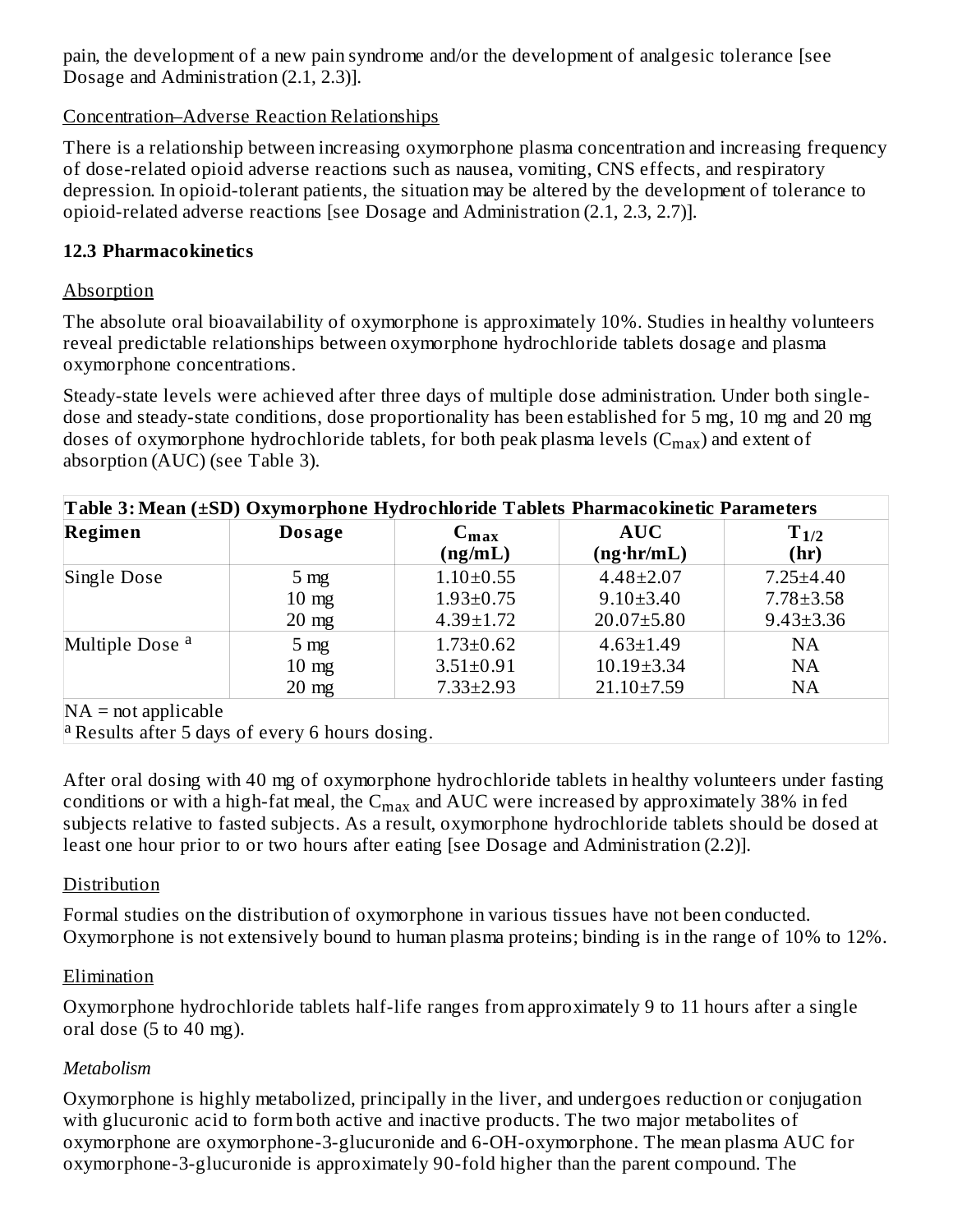pain, the development of a new pain syndrome and/or the development of analgesic tolerance [see Dosage and Administration (2.1, 2.3)].

Concentration–Adverse Reaction Relationships

There is a relationship between increasing oxymorphone plasma concentration and increasing frequency of dose-related opioid adverse reactions such as nausea, vomiting, CNS effects, and respiratory depression. In opioid-tolerant patients, the situation may be altered by the development of tolerance to opioid-related adverse reactions [see Dosage and Administration (2.1, 2.3, 2.7)].

### 12.3 Pharmacokinetics

Absorption

The absolute oral bioavailability of oxymorphone is approximately 10%. Studies in healthy volunteers reveal predictable relationships between oxymorphone hydrochloride tablets dosage and plasma oxymorphone concentrations.

Steady-state levels were achieved after three days of multiple dose administration. Under both single-dose and steady-state conditions, dose proportionality has been established for 5 mg, 10 mg and 20 mg doses of oxymorphone hydrochloride tablets, for both peak plasma levels ($C_{max}$) and extent of absorption (AUC) (see Table 3).

**Table 3: Mean (±SD) Oxymorphone Hydrochloride Tablets Pharmacokinetic Parameters**

| Regimen | Dosage | $C_{max}$ (ng/mL) | AUC (ng·hr/mL) | $T_{1/2}$ (hr) |
|---|---|---|---|---|
| Single Dose | 5 mg | 1.10±0.55 | 4.48±2.07 | 7.25±4.40 |
| | 10 mg | 1.93±0.75 | 9.10±3.40 | 7.78±3.58 |
| | 20 mg | 4.39±1.72 | 20.07±5.80 | 9.43±3.36 |
| Multiple Dose [a] | 5 mg | 1.73±0.62 | 4.63±1.49 | NA |
| | 10 mg | 3.51±0.91 | 10.19±3.34 | NA |
| | 20 mg | 7.33±2.93 | 21.10±7.59 | NA |

NA = not applicable

[a] Results after 5 days of every 6 hours dosing.

After oral dosing with 40 mg of oxymorphone hydrochloride tablets in healthy volunteers under fasting conditions or with a high-fat meal, the $C_{max}$ and AUC were increased by approximately 38% in fed subjects relative to fasted subjects. As a result, oxymorphone hydrochloride tablets should be dosed at least one hour prior to or two hours after eating [see Dosage and Administration (2.2)].

Distribution

Formal studies on the distribution of oxymorphone in various tissues have not been conducted. Oxymorphone is not extensively bound to human plasma proteins; binding is in the range of 10% to 12%.

Elimination

Oxymorphone hydrochloride tablets half-life ranges from approximately 9 to 11 hours after a single oral dose (5 to 40 mg).

*Metabolism*

Oxymorphone is highly metabolized, principally in the liver, and undergoes reduction or conjugation with glucuronic acid to form both active and inactive products. The two major metabolites of oxymorphone are oxymorphone-3-glucuronide and 6-OH-oxymorphone. The mean plasma AUC for oxymorphone-3-glucuronide is approximately 90-fold higher than the parent compound. The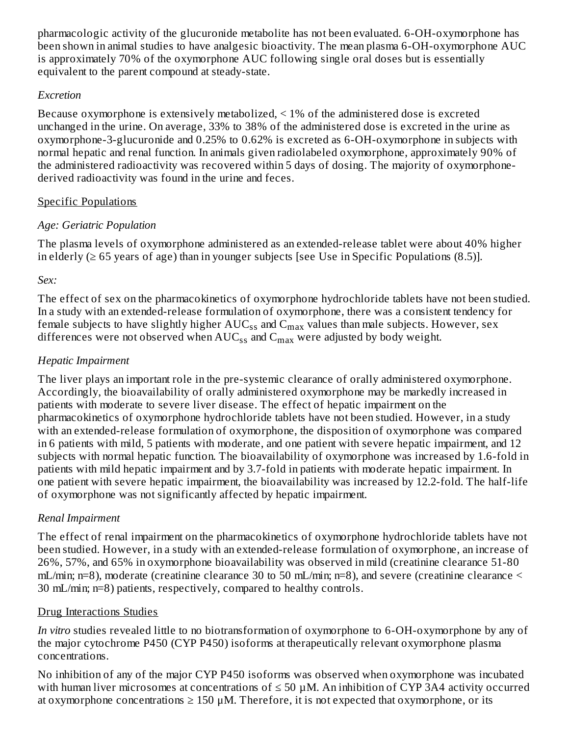pharmacologic activity of the glucuronide metabolite has not been evaluated. 6-OH-oxymorphone has been shown in animal studies to have analgesic bioactivity. The mean plasma 6-OH-oxymorphone AUC is approximately 70% of the oxymorphone AUC following single oral doses but is essentially equivalent to the parent compound at steady-state.

*Excretion*

Because oxymorphone is extensively metabolized, < 1% of the administered dose is excreted unchanged in the urine. On average, 33% to 38% of the administered dose is excreted in the urine as oxymorphone-3-glucuronide and 0.25% to 0.62% is excreted as 6-OH-oxymorphone in subjects with normal hepatic and renal function. In animals given radiolabeled oxymorphone, approximately 90% of the administered radioactivity was recovered within 5 days of dosing. The majority of oxymorphone-derived radioactivity was found in the urine and feces.

Specific Populations

*Age: Geriatric Population*

The plasma levels of oxymorphone administered as an extended-release tablet were about 40% higher in elderly (≥ 65 years of age) than in younger subjects [see Use in Specific Populations (8.5)].

*Sex:*

The effect of sex on the pharmacokinetics of oxymorphone hydrochloride tablets have not been studied. In a study with an extended-release formulation of oxymorphone, there was a consistent tendency for female subjects to have slightly higher $AUC_{ss}$ and $C_{max}$ values than male subjects. However, sex differences were not observed when $AUC_{ss}$ and $C_{max}$ were adjusted by body weight.

*Hepatic Impairment*

The liver plays an important role in the pre-systemic clearance of orally administered oxymorphone. Accordingly, the bioavailability of orally administered oxymorphone may be markedly increased in patients with moderate to severe liver disease. The effect of hepatic impairment on the pharmacokinetics of oxymorphone hydrochloride tablets have not been studied. However, in a study with an extended-release formulation of oxymorphone, the disposition of oxymorphone was compared in 6 patients with mild, 5 patients with moderate, and one patient with severe hepatic impairment, and 12 subjects with normal hepatic function. The bioavailability of oxymorphone was increased by 1.6-fold in patients with mild hepatic impairment and by 3.7-fold in patients with moderate hepatic impairment. In one patient with severe hepatic impairment, the bioavailability was increased by 12.2-fold. The half-life of oxymorphone was not significantly affected by hepatic impairment.

*Renal Impairment*

The effect of renal impairment on the pharmacokinetics of oxymorphone hydrochloride tablets have not been studied. However, in a study with an extended-release formulation of oxymorphone, an increase of 26%, 57%, and 65% in oxymorphone bioavailability was observed in mild (creatinine clearance 51-80 mL/min; n=8), moderate (creatinine clearance 30 to 50 mL/min; n=8), and severe (creatinine clearance < 30 mL/min; n=8) patients, respectively, compared to healthy controls.

Drug Interactions Studies

*In vitro* studies revealed little to no biotransformation of oxymorphone to 6-OH-oxymorphone by any of the major cytochrome P450 (CYP P450) isoforms at therapeutically relevant oxymorphone plasma concentrations.

No inhibition of any of the major CYP P450 isoforms was observed when oxymorphone was incubated with human liver microsomes at concentrations of ≤ 50 µM. An inhibition of CYP 3A4 activity occurred at oxymorphone concentrations ≥ 150 µM. Therefore, it is not expected that oxymorphone, or its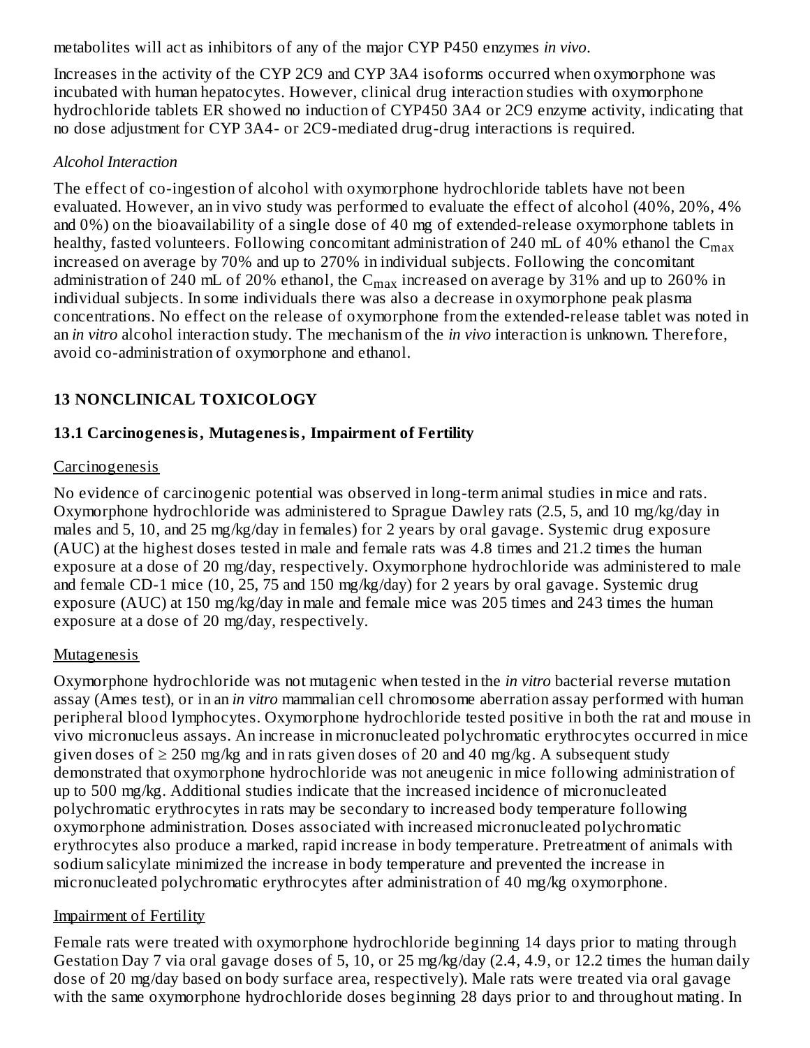metabolites will act as inhibitors of any of the major CYP P450 enzymes *in vivo*.

Increases in the activity of the CYP 2C9 and CYP 3A4 isoforms occurred when oxymorphone was incubated with human hepatocytes. However, clinical drug interaction studies with oxymorphone hydrochloride tablets ER showed no induction of CYP450 3A4 or 2C9 enzyme activity, indicating that no dose adjustment for CYP 3A4- or 2C9-mediated drug-drug interactions is required.

*Alcohol Interaction*

The effect of co-ingestion of alcohol with oxymorphone hydrochloride tablets have not been evaluated. However, an in vivo study was performed to evaluate the effect of alcohol (40%, 20%, 4% and 0%) on the bioavailability of a single dose of 40 mg of extended-release oxymorphone tablets in healthy, fasted volunteers. Following concomitant administration of 240 mL of 40% ethanol the $C_{max}$ increased on average by 70% and up to 270% in individual subjects. Following the concomitant administration of 240 mL of 20% ethanol, the $C_{max}$ increased on average by 31% and up to 260% in individual subjects. In some individuals there was also a decrease in oxymorphone peak plasma concentrations. No effect on the release of oxymorphone from the extended-release tablet was noted in an *in vitro* alcohol interaction study. The mechanism of the *in vivo* interaction is unknown. Therefore, avoid co-administration of oxymorphone and ethanol.

## 13 NONCLINICAL TOXICOLOGY

### 13.1 Carcinogenesis, Mutagenesis, Impairment of Fertility

Carcinogenesis

No evidence of carcinogenic potential was observed in long-term animal studies in mice and rats. Oxymorphone hydrochloride was administered to Sprague Dawley rats (2.5, 5, and 10 mg/kg/day in males and 5, 10, and 25 mg/kg/day in females) for 2 years by oral gavage. Systemic drug exposure (AUC) at the highest doses tested in male and female rats was 4.8 times and 21.2 times the human exposure at a dose of 20 mg/day, respectively. Oxymorphone hydrochloride was administered to male and female CD-1 mice (10, 25, 75 and 150 mg/kg/day) for 2 years by oral gavage. Systemic drug exposure (AUC) at 150 mg/kg/day in male and female mice was 205 times and 243 times the human exposure at a dose of 20 mg/day, respectively.

Mutagenesis

Oxymorphone hydrochloride was not mutagenic when tested in the *in vitro* bacterial reverse mutation assay (Ames test), or in an *in vitro* mammalian cell chromosome aberration assay performed with human peripheral blood lymphocytes. Oxymorphone hydrochloride tested positive in both the rat and mouse in vivo micronucleus assays. An increase in micronucleated polychromatic erythrocytes occurred in mice given doses of ≥ 250 mg/kg and in rats given doses of 20 and 40 mg/kg. A subsequent study demonstrated that oxymorphone hydrochloride was not aneugenic in mice following administration of up to 500 mg/kg. Additional studies indicate that the increased incidence of micronucleated polychromatic erythrocytes in rats may be secondary to increased body temperature following oxymorphone administration. Doses associated with increased micronucleated polychromatic erythrocytes also produce a marked, rapid increase in body temperature. Pretreatment of animals with sodium salicylate minimized the increase in body temperature and prevented the increase in micronucleated polychromatic erythrocytes after administration of 40 mg/kg oxymorphone.

Impairment of Fertility

Female rats were treated with oxymorphone hydrochloride beginning 14 days prior to mating through Gestation Day 7 via oral gavage doses of 5, 10, or 25 mg/kg/day (2.4, 4.9, or 12.2 times the human daily dose of 20 mg/day based on body surface area, respectively). Male rats were treated via oral gavage with the same oxymorphone hydrochloride doses beginning 28 days prior to and throughout mating. In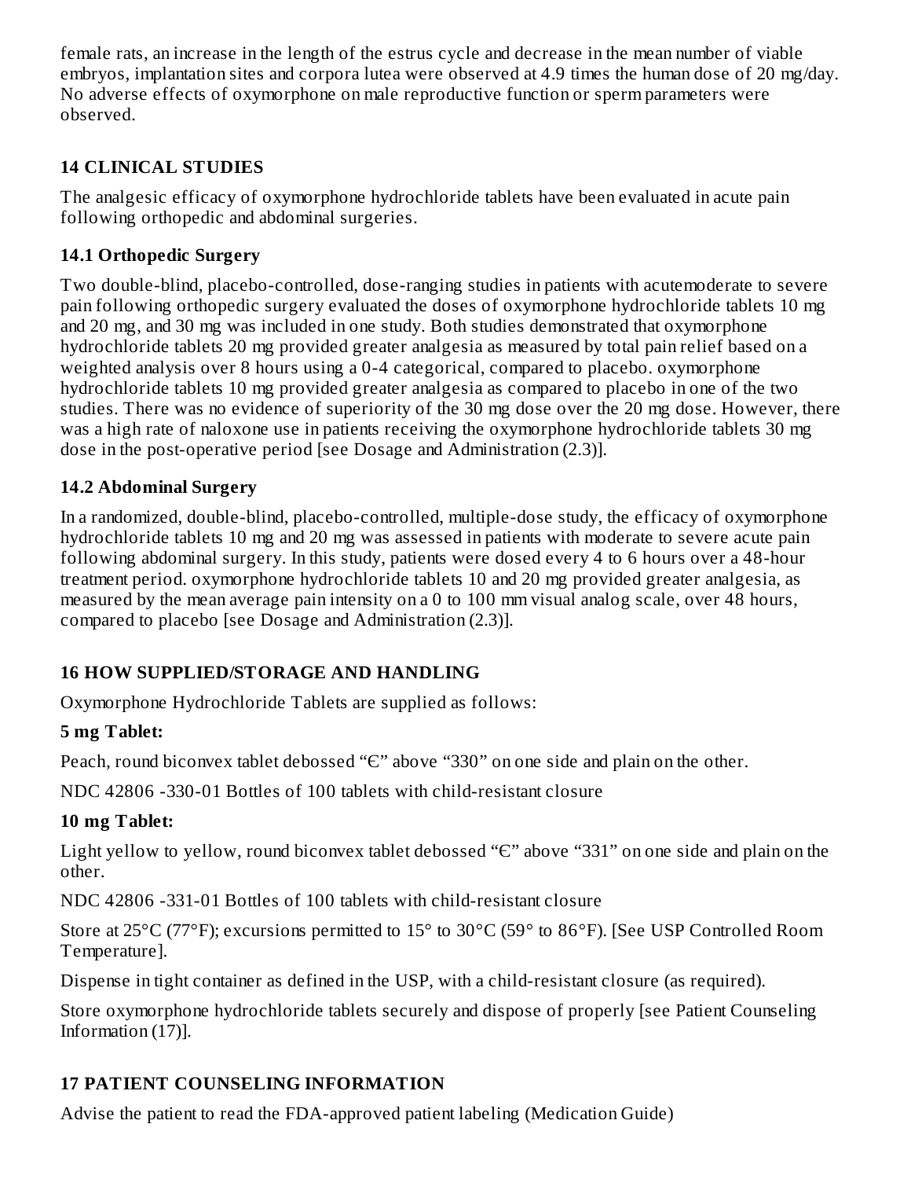female rats, an increase in the length of the estrus cycle and decrease in the mean number of viable embryos, implantation sites and corpora lutea were observed at 4.9 times the human dose of 20 mg/day. No adverse effects of oxymorphone on male reproductive function or sperm parameters were observed.

## 14 CLINICAL STUDIES

The analgesic efficacy of oxymorphone hydrochloride tablets have been evaluated in acute pain following orthopedic and abdominal surgeries.

### 14.1 Orthopedic Surgery

Two double-blind, placebo-controlled, dose-ranging studies in patients with acutemoderate to severe pain following orthopedic surgery evaluated the doses of oxymorphone hydrochloride tablets 10 mg and 20 mg, and 30 mg was included in one study. Both studies demonstrated that oxymorphone hydrochloride tablets 20 mg provided greater analgesia as measured by total pain relief based on a weighted analysis over 8 hours using a 0-4 categorical, compared to placebo. oxymorphone hydrochloride tablets 10 mg provided greater analgesia as compared to placebo in one of the two studies. There was no evidence of superiority of the 30 mg dose over the 20 mg dose. However, there was a high rate of naloxone use in patients receiving the oxymorphone hydrochloride tablets 30 mg dose in the post-operative period [see Dosage and Administration (2.3)].

### 14.2 Abdominal Surgery

In a randomized, double-blind, placebo-controlled, multiple-dose study, the efficacy of oxymorphone hydrochloride tablets 10 mg and 20 mg was assessed in patients with moderate to severe acute pain following abdominal surgery. In this study, patients were dosed every 4 to 6 hours over a 48-hour treatment period. oxymorphone hydrochloride tablets 10 and 20 mg provided greater analgesia, as measured by the mean average pain intensity on a 0 to 100 mm visual analog scale, over 48 hours, compared to placebo [see Dosage and Administration (2.3)].

## 16 HOW SUPPLIED/STORAGE AND HANDLING

Oxymorphone Hydrochloride Tablets are supplied as follows:

**5 mg Tablet:**

Peach, round biconvex tablet debossed "Є" above "330" on one side and plain on the other.

NDC 42806 -330-01 Bottles of 100 tablets with child-resistant closure

**10 mg Tablet:**

Light yellow to yellow, round biconvex tablet debossed "Є" above "331" on one side and plain on the other.

NDC 42806 -331-01 Bottles of 100 tablets with child-resistant closure

Store at 25°C (77°F); excursions permitted to 15° to 30°C (59° to 86°F). [See USP Controlled Room Temperature].

Dispense in tight container as defined in the USP, with a child-resistant closure (as required).

Store oxymorphone hydrochloride tablets securely and dispose of properly [see Patient Counseling Information (17)].

## 17 PATIENT COUNSELING INFORMATION

Advise the patient to read the FDA-approved patient labeling (Medication Guide)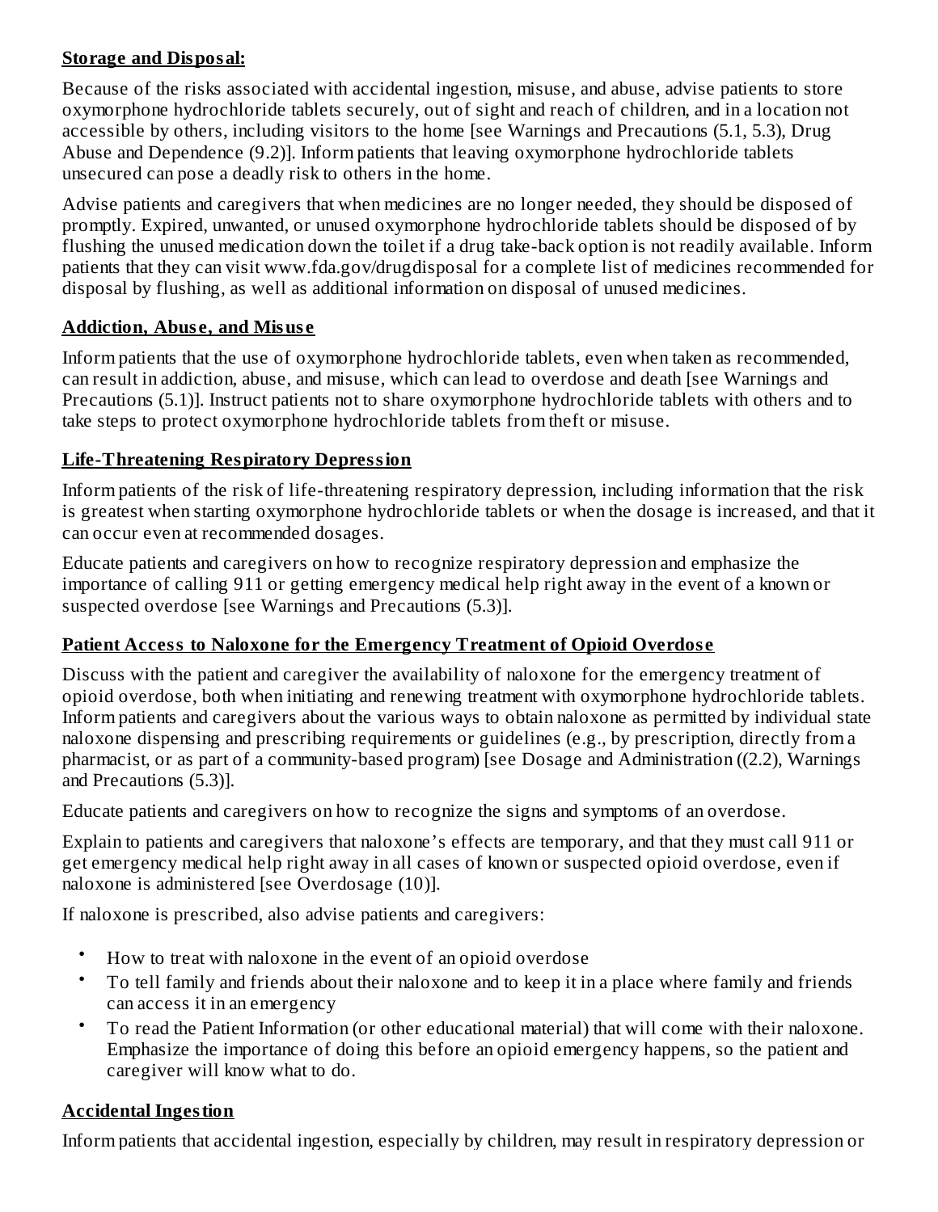**Storage and Disposal:**

Because of the risks associated with accidental ingestion, misuse, and abuse, advise patients to store oxymorphone hydrochloride tablets securely, out of sight and reach of children, and in a location not accessible by others, including visitors to the home [see Warnings and Precautions (5.1, 5.3), Drug Abuse and Dependence (9.2)]. Inform patients that leaving oxymorphone hydrochloride tablets unsecured can pose a deadly risk to others in the home.

Advise patients and caregivers that when medicines are no longer needed, they should be disposed of promptly. Expired, unwanted, or unused oxymorphone hydrochloride tablets should be disposed of by flushing the unused medication down the toilet if a drug take-back option is not readily available. Inform patients that they can visit www.fda.gov/drugdisposal for a complete list of medicines recommended for disposal by flushing, as well as additional information on disposal of unused medicines.

**Addiction, Abuse, and Misuse**

Inform patients that the use of oxymorphone hydrochloride tablets, even when taken as recommended, can result in addiction, abuse, and misuse, which can lead to overdose and death [see Warnings and Precautions (5.1)]. Instruct patients not to share oxymorphone hydrochloride tablets with others and to take steps to protect oxymorphone hydrochloride tablets from theft or misuse.

**Life-Threatening Respiratory Depression**

Inform patients of the risk of life-threatening respiratory depression, including information that the risk is greatest when starting oxymorphone hydrochloride tablets or when the dosage is increased, and that it can occur even at recommended dosages.

Educate patients and caregivers on how to recognize respiratory depression and emphasize the importance of calling 911 or getting emergency medical help right away in the event of a known or suspected overdose [see Warnings and Precautions (5.3)].

**Patient Access to Naloxone for the Emergency Treatment of Opioid Overdose**

Discuss with the patient and caregiver the availability of naloxone for the emergency treatment of opioid overdose, both when initiating and renewing treatment with oxymorphone hydrochloride tablets. Inform patients and caregivers about the various ways to obtain naloxone as permitted by individual state naloxone dispensing and prescribing requirements or guidelines (e.g., by prescription, directly from a pharmacist, or as part of a community-based program) [see Dosage and Administration ((2.2), Warnings and Precautions (5.3)].

Educate patients and caregivers on how to recognize the signs and symptoms of an overdose.

Explain to patients and caregivers that naloxone's effects are temporary, and that they must call 911 or get emergency medical help right away in all cases of known or suspected opioid overdose, even if naloxone is administered [see Overdosage (10)].

If naloxone is prescribed, also advise patients and caregivers:

- How to treat with naloxone in the event of an opioid overdose
- To tell family and friends about their naloxone and to keep it in a place where family and friends can access it in an emergency
- To read the Patient Information (or other educational material) that will come with their naloxone. Emphasize the importance of doing this before an opioid emergency happens, so the patient and caregiver will know what to do.

**Accidental Ingestion**

Inform patients that accidental ingestion, especially by children, may result in respiratory depression or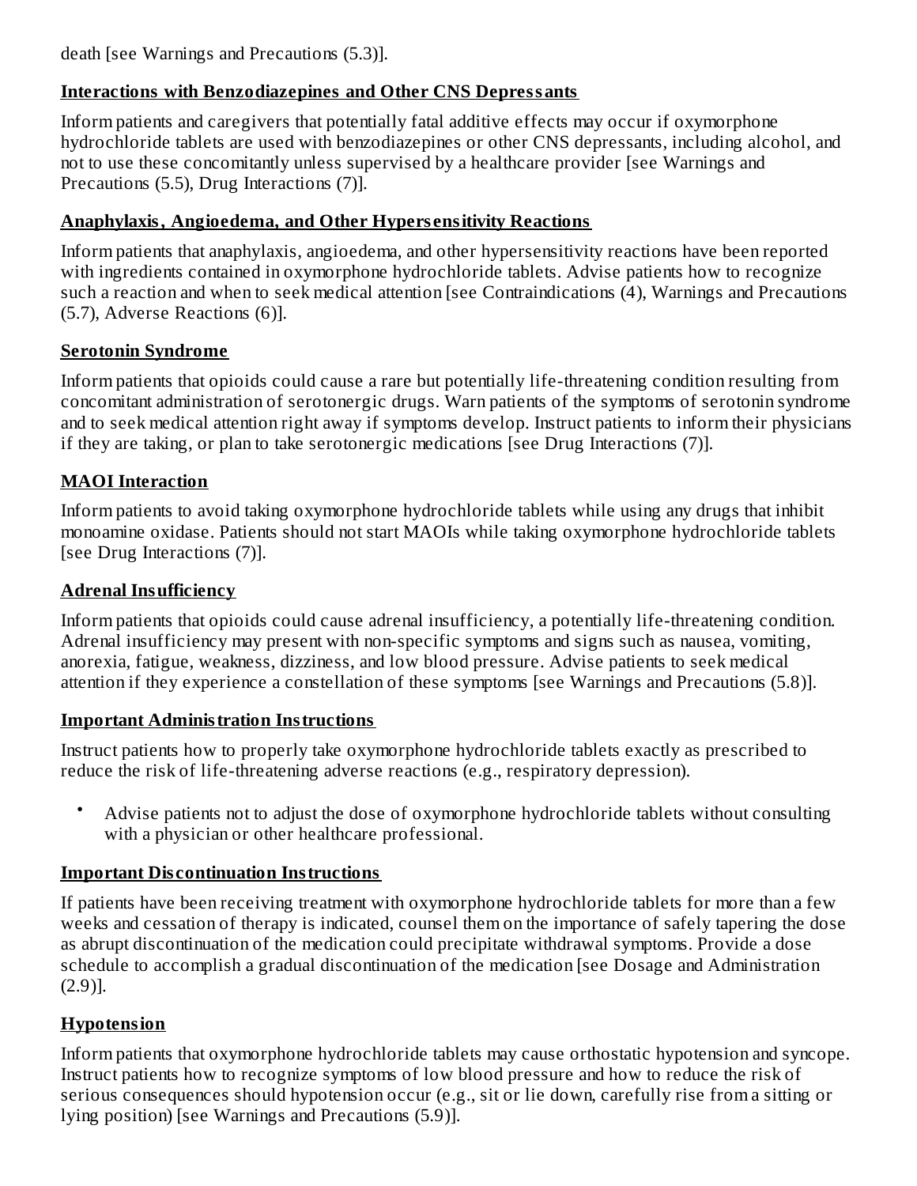death [see Warnings and Precautions (5.3)].

**Interactions with Benzodiazepines and Other CNS Depressants**

Inform patients and caregivers that potentially fatal additive effects may occur if oxymorphone hydrochloride tablets are used with benzodiazepines or other CNS depressants, including alcohol, and not to use these concomitantly unless supervised by a healthcare provider [see Warnings and Precautions (5.5), Drug Interactions (7)].

**Anaphylaxis, Angioedema, and Other Hypersensitivity Reactions**

Inform patients that anaphylaxis, angioedema, and other hypersensitivity reactions have been reported with ingredients contained in oxymorphone hydrochloride tablets. Advise patients how to recognize such a reaction and when to seek medical attention [see Contraindications (4), Warnings and Precautions (5.7), Adverse Reactions (6)].

**Serotonin Syndrome**

Inform patients that opioids could cause a rare but potentially life-threatening condition resulting from concomitant administration of serotonergic drugs. Warn patients of the symptoms of serotonin syndrome and to seek medical attention right away if symptoms develop. Instruct patients to inform their physicians if they are taking, or plan to take serotonergic medications [see Drug Interactions (7)].

**MAOI Interaction**

Inform patients to avoid taking oxymorphone hydrochloride tablets while using any drugs that inhibit monoamine oxidase. Patients should not start MAOIs while taking oxymorphone hydrochloride tablets [see Drug Interactions (7)].

**Adrenal Insufficiency**

Inform patients that opioids could cause adrenal insufficiency, a potentially life-threatening condition. Adrenal insufficiency may present with non-specific symptoms and signs such as nausea, vomiting, anorexia, fatigue, weakness, dizziness, and low blood pressure. Advise patients to seek medical attention if they experience a constellation of these symptoms [see Warnings and Precautions (5.8)].

**Important Administration Instructions**

Instruct patients how to properly take oxymorphone hydrochloride tablets exactly as prescribed to reduce the risk of life-threatening adverse reactions (e.g., respiratory depression).

- Advise patients not to adjust the dose of oxymorphone hydrochloride tablets without consulting with a physician or other healthcare professional.

**Important Discontinuation Instructions**

If patients have been receiving treatment with oxymorphone hydrochloride tablets for more than a few weeks and cessation of therapy is indicated, counsel them on the importance of safely tapering the dose as abrupt discontinuation of the medication could precipitate withdrawal symptoms. Provide a dose schedule to accomplish a gradual discontinuation of the medication [see Dosage and Administration (2.9)].

**Hypotension**

Inform patients that oxymorphone hydrochloride tablets may cause orthostatic hypotension and syncope. Instruct patients how to recognize symptoms of low blood pressure and how to reduce the risk of serious consequences should hypotension occur (e.g., sit or lie down, carefully rise from a sitting or lying position) [see Warnings and Precautions (5.9)].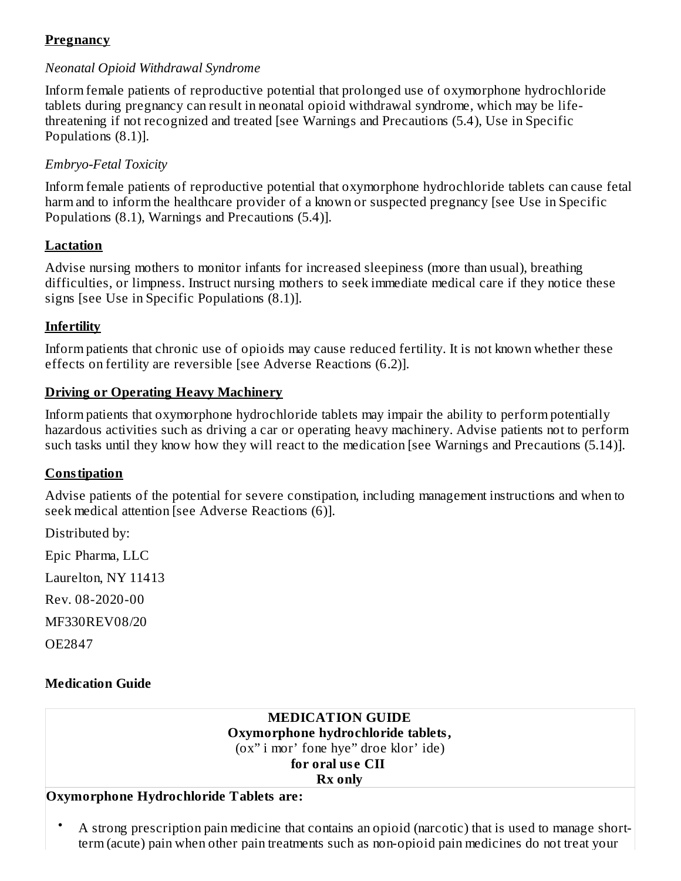**Pregnancy**

*Neonatal Opioid Withdrawal Syndrome*

Inform female patients of reproductive potential that prolonged use of oxymorphone hydrochloride tablets during pregnancy can result in neonatal opioid withdrawal syndrome, which may be life-threatening if not recognized and treated [see Warnings and Precautions (5.4), Use in Specific Populations (8.1)].

*Embryo-Fetal Toxicity*

Inform female patients of reproductive potential that oxymorphone hydrochloride tablets can cause fetal harm and to inform the healthcare provider of a known or suspected pregnancy [see Use in Specific Populations (8.1), Warnings and Precautions (5.4)].

**Lactation**

Advise nursing mothers to monitor infants for increased sleepiness (more than usual), breathing difficulties, or limpness. Instruct nursing mothers to seek immediate medical care if they notice these signs [see Use in Specific Populations (8.1)].

**Infertility**

Inform patients that chronic use of opioids may cause reduced fertility. It is not known whether these effects on fertility are reversible [see Adverse Reactions (6.2)].

**Driving or Operating Heavy Machinery**

Inform patients that oxymorphone hydrochloride tablets may impair the ability to perform potentially hazardous activities such as driving a car or operating heavy machinery. Advise patients not to perform such tasks until they know how they will react to the medication [see Warnings and Precautions (5.14)].

**Constipation**

Advise patients of the potential for severe constipation, including management instructions and when to seek medical attention [see Adverse Reactions (6)].

Distributed by:

Epic Pharma, LLC

Laurelton, NY 11413

Rev. 08-2020-00

MF330REV08/20

OE2847

**Medication Guide**

**MEDICATION GUIDE**
**Oxymorphone hydrochloride tablets,**
(ox” i mor’ fone hye” droe klor’ ide)
**for oral use CII**
**Rx only**

**Oxymorphone Hydrochloride Tablets are:**

- A strong prescription pain medicine that contains an opioid (narcotic) that is used to manage short-term (acute) pain when other pain treatments such as non-opioid pain medicines do not treat your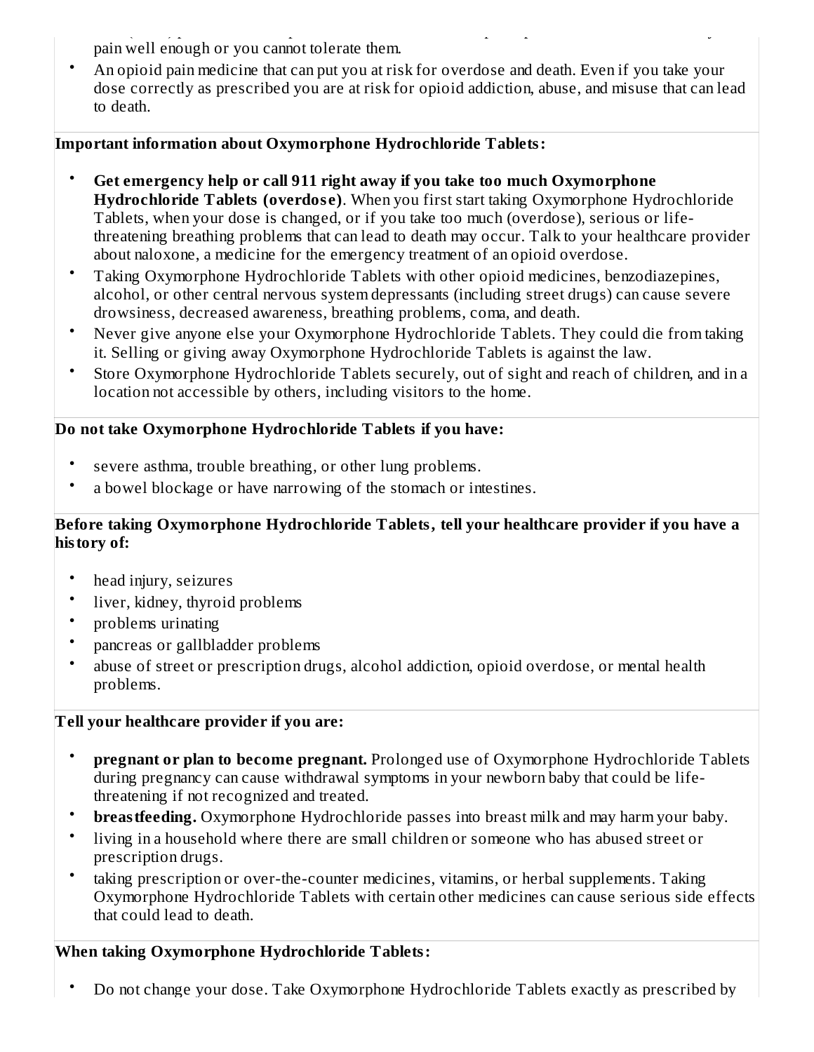pain well enough or you cannot tolerate them.

- An opioid pain medicine that can put you at risk for overdose and death. Even if you take your dose correctly as prescribed you are at risk for opioid addiction, abuse, and misuse that can lead to death.

**Important information about Oxymorphone Hydrochloride Tablets:**

- **Get emergency help or call 911 right away if you take too much Oxymorphone Hydrochloride Tablets (overdose)**. When you first start taking Oxymorphone Hydrochloride Tablets, when your dose is changed, or if you take too much (overdose), serious or life-threatening breathing problems that can lead to death may occur. Talk to your healthcare provider about naloxone, a medicine for the emergency treatment of an opioid overdose.
- Taking Oxymorphone Hydrochloride Tablets with other opioid medicines, benzodiazepines, alcohol, or other central nervous system depressants (including street drugs) can cause severe drowsiness, decreased awareness, breathing problems, coma, and death.
- Never give anyone else your Oxymorphone Hydrochloride Tablets. They could die from taking it. Selling or giving away Oxymorphone Hydrochloride Tablets is against the law.
- Store Oxymorphone Hydrochloride Tablets securely, out of sight and reach of children, and in a location not accessible by others, including visitors to the home.

**Do not take Oxymorphone Hydrochloride Tablets if you have:**

- severe asthma, trouble breathing, or other lung problems.
- a bowel blockage or have narrowing of the stomach or intestines.

**Before taking Oxymorphone Hydrochloride Tablets, tell your healthcare provider if you have a history of:**

- head injury, seizures
- liver, kidney, thyroid problems
- problems urinating
- pancreas or gallbladder problems
- abuse of street or prescription drugs, alcohol addiction, opioid overdose, or mental health problems.

**Tell your healthcare provider if you are:**

- **pregnant or plan to become pregnant.** Prolonged use of Oxymorphone Hydrochloride Tablets during pregnancy can cause withdrawal symptoms in your newborn baby that could be life-threatening if not recognized and treated.
- **breastfeeding.** Oxymorphone Hydrochloride passes into breast milk and may harm your baby.
- living in a household where there are small children or someone who has abused street or prescription drugs.
- taking prescription or over-the-counter medicines, vitamins, or herbal supplements. Taking Oxymorphone Hydrochloride Tablets with certain other medicines can cause serious side effects that could lead to death.

**When taking Oxymorphone Hydrochloride Tablets:**

- Do not change your dose. Take Oxymorphone Hydrochloride Tablets exactly as prescribed by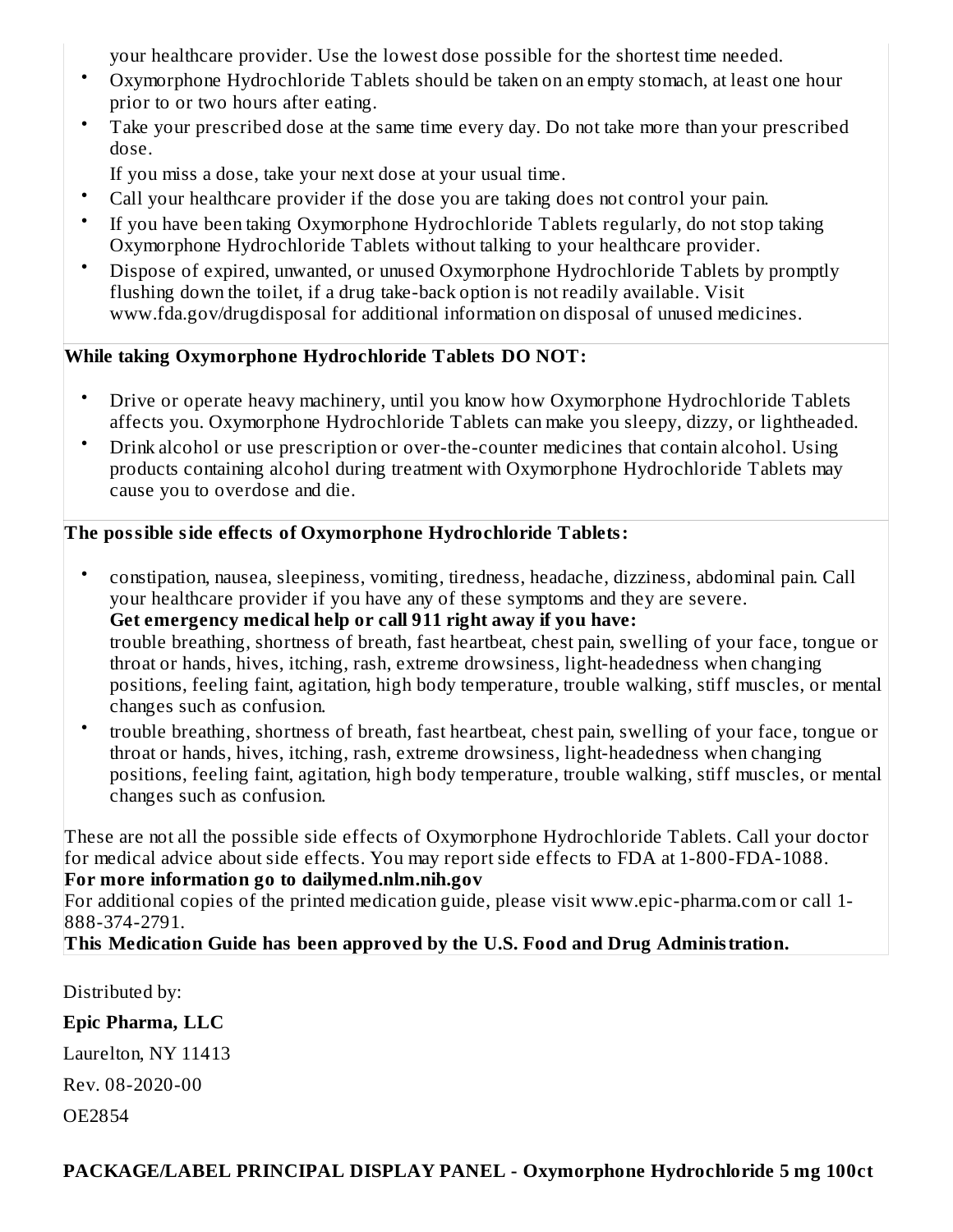your healthcare provider. Use the lowest dose possible for the shortest time needed.

- Oxymorphone Hydrochloride Tablets should be taken on an empty stomach, at least one hour prior to or two hours after eating.
- Take your prescribed dose at the same time every day. Do not take more than your prescribed dose.

  If you miss a dose, take your next dose at your usual time.
- Call your healthcare provider if the dose you are taking does not control your pain.
- If you have been taking Oxymorphone Hydrochloride Tablets regularly, do not stop taking Oxymorphone Hydrochloride Tablets without talking to your healthcare provider.
- Dispose of expired, unwanted, or unused Oxymorphone Hydrochloride Tablets by promptly flushing down the toilet, if a drug take-back option is not readily available. Visit www.fda.gov/drugdisposal for additional information on disposal of unused medicines.

**While taking Oxymorphone Hydrochloride Tablets DO NOT:**

- Drive or operate heavy machinery, until you know how Oxymorphone Hydrochloride Tablets affects you. Oxymorphone Hydrochloride Tablets can make you sleepy, dizzy, or lightheaded.
- Drink alcohol or use prescription or over-the-counter medicines that contain alcohol. Using products containing alcohol during treatment with Oxymorphone Hydrochloride Tablets may cause you to overdose and die.

**The possible side effects of Oxymorphone Hydrochloride Tablets:**

- constipation, nausea, sleepiness, vomiting, tiredness, headache, dizziness, abdominal pain. Call your healthcare provider if you have any of these symptoms and they are severe.

  **Get emergency medical help or call 911 right away if you have:**

  trouble breathing, shortness of breath, fast heartbeat, chest pain, swelling of your face, tongue or throat or hands, hives, itching, rash, extreme drowsiness, light-headedness when changing positions, feeling faint, agitation, high body temperature, trouble walking, stiff muscles, or mental changes such as confusion.
- trouble breathing, shortness of breath, fast heartbeat, chest pain, swelling of your face, tongue or throat or hands, hives, itching, rash, extreme drowsiness, light-headedness when changing positions, feeling faint, agitation, high body temperature, trouble walking, stiff muscles, or mental changes such as confusion.

These are not all the possible side effects of Oxymorphone Hydrochloride Tablets. Call your doctor for medical advice about side effects. You may report side effects to FDA at 1-800-FDA-1088.

**For more information go to dailymed.nlm.nih.gov**

For additional copies of the printed medication guide, please visit www.epic-pharma.com or call 1-888-374-2791.

**This Medication Guide has been approved by the U.S. Food and Drug Administration.**

Distributed by:

**Epic Pharma, LLC**

Laurelton, NY 11413

Rev. 08-2020-00

OE2854

**PACKAGE/LABEL PRINCIPAL DISPLAY PANEL - Oxymorphone Hydrochloride 5 mg 100ct**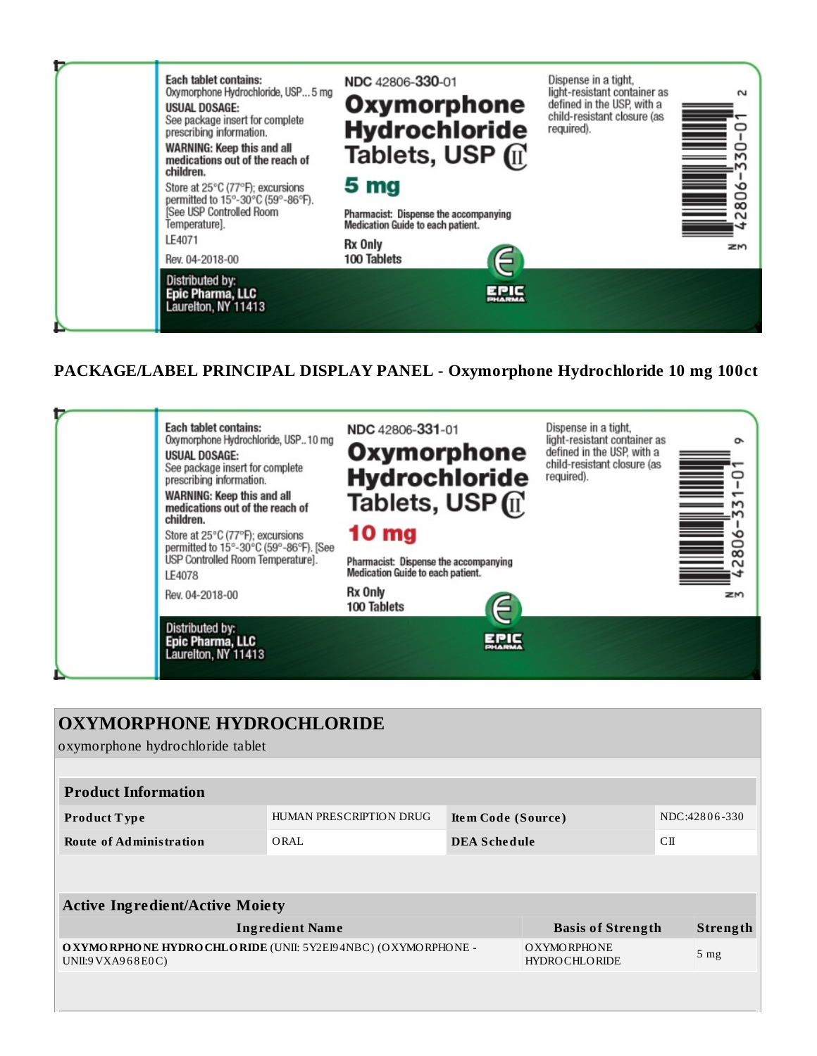Each tablet contains:
Oxymorphone Hydrochloride, USP... 5 mg

USUAL DOSAGE:
See package insert for complete prescribing information.

WARNING: Keep this and all medications out of the reach of children.

Store at 25°C (77°F); excursions permitted to 15°-30°C (59°-86°F). [See USP Controlled Room Temperature].

LE4071

Rev. 04-2018-00

NDC 42806-330-01

**Oxymorphone Hydrochloride Tablets, USP CII**

**5 mg**

Pharmacist: Dispense the accompanying Medication Guide to each patient.

Rx Only
100 Tablets

Dispense in a tight, light-resistant container as defined in the USP, with a child-resistant closure (as required).

N 3 42806-330-01 2

Distributed by:
Epic Pharma, LLC
Laurelton, NY 11413

EPIC PHARMA

**PACKAGE/LABEL PRINCIPAL DISPLAY PANEL - Oxymorphone Hydrochloride 10 mg 100ct**

Each tablet contains:
Oxymorphone Hydrochloride, USP.. 10 mg

USUAL DOSAGE:
See package insert for complete prescribing information.

WARNING: Keep this and all medications out of the reach of children.

Store at 25°C (77°F); excursions permitted to 15°-30°C (59°-86°F). [See USP Controlled Room Temperature].

LE4078

Rev. 04-2018-00

NDC 42806-331-01

**Oxymorphone Hydrochloride Tablets, USP CII**

**10 mg**

Pharmacist: Dispense the accompanying Medication Guide to each patient.

Rx Only
100 Tablets

Dispense in a tight, light-resistant container as defined in the USP, with a child-resistant closure (as required).

N 3 42806-331-01 9

Distributed by:
Epic Pharma, LLC
Laurelton, NY 11413

EPIC PHARMA

## OXYMORPHONE HYDROCHLORIDE

oxymorphone hydrochloride tablet

| Product Information | | | |
|---|---|---|---|
| Product Type | HUMAN PRESCRIPTION DRUG | Item Code (Source) | NDC:42806-330 |
| Route of Administration | ORAL | DEA Schedule | CII |

| Active Ingredient/Active Moiety | | |
|---|---|---|
| Ingredient Name | Basis of Strength | Strength |
| **OXYMORPHONE HYDROCHLORIDE** (UNII: 5Y2EI94NBC) (OXYMORPHONE - UNII:9VXA968E0C) | OXYMORPHONE HYDROCHLORIDE | 5 mg |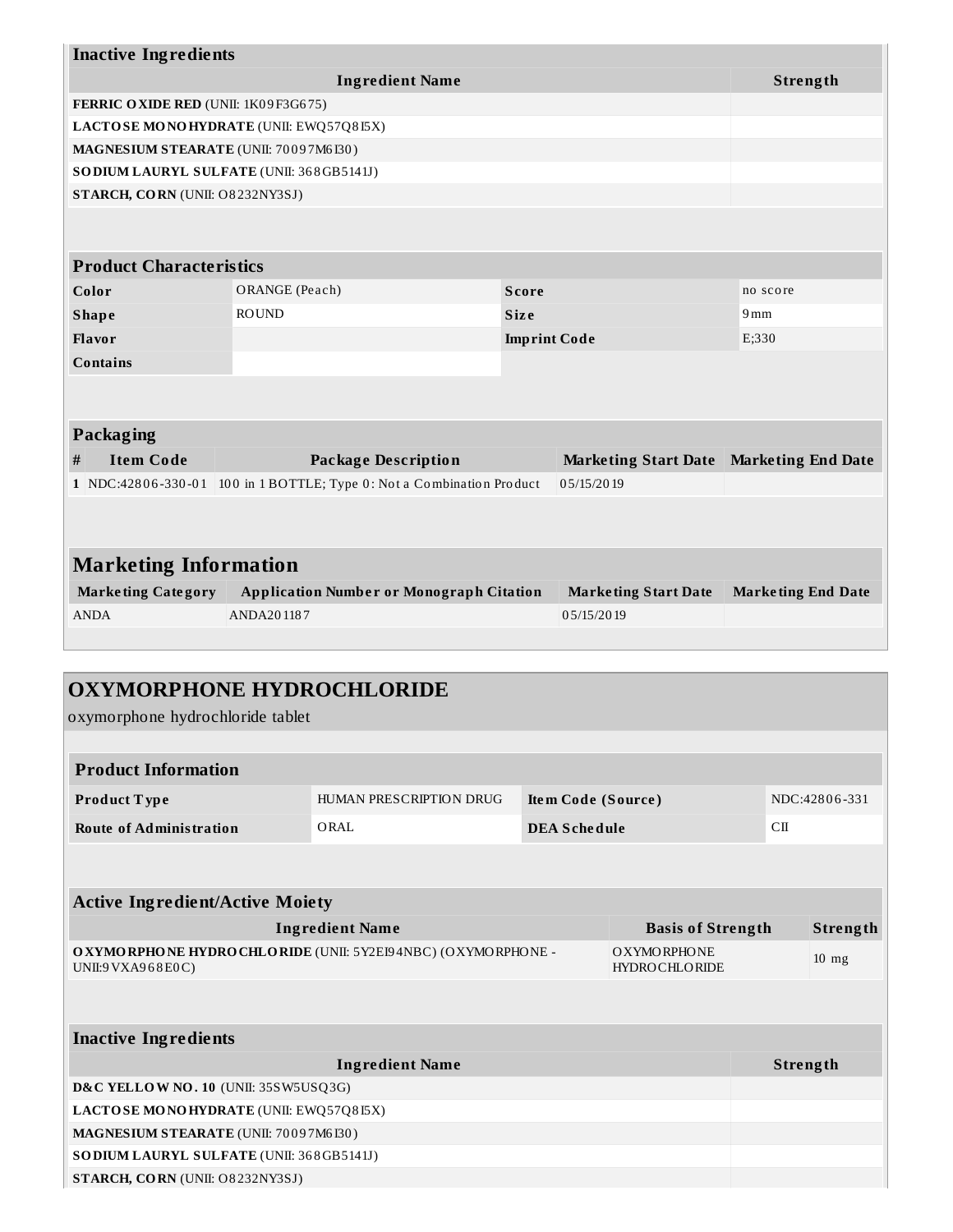| Inactive Ingredients | |
|---|---|
| **Ingredient Name** | **Strength** |
| **FERRIC OXIDE RED** (UNII: 1K09F3G675) | |
| **LACTOSE MONOHYDRATE** (UNII: EWQ57Q8I5X) | |
| **MAGNESIUM STEARATE** (UNII: 70097M6I30) | |
| **SODIUM LAURYL SULFATE** (UNII: 368GB5141J) | |
| **STARCH, CORN** (UNII: O8232NY3SJ) | |

| Product Characteristics | | | |
|---|---|---|---|
| **Color** | ORANGE (Peach) | **Score** | no score |
| **Shape** | ROUND | **Size** | 9mm |
| **Flavor** | | **Imprint Code** | E;330 |
| **Contains** | | | |

| Packaging | | | | |
|---|---|---|---|---|
| **#** | **Item Code** | **Package Description** | **Marketing Start Date** | **Marketing End Date** |
| 1 | NDC:42806-330-01 | 100 in 1 BOTTLE; Type 0: Not a Combination Product | 05/15/2019 | |

| Marketing Information | | | |
|---|---|---|---|
| **Marketing Category** | **Application Number or Monograph Citation** | **Marketing Start Date** | **Marketing End Date** |
| ANDA | ANDA201187 | 05/15/2019 | |

## OXYMORPHONE HYDROCHLORIDE

oxymorphone hydrochloride tablet

| Product Information | | | |
|---|---|---|---|
| **Product Type** | HUMAN PRESCRIPTION DRUG | **Item Code (Source)** | NDC:42806-331 |
| **Route of Administration** | ORAL | **DEA Schedule** | CII |

| Active Ingredient/Active Moiety | | |
|---|---|---|
| **Ingredient Name** | **Basis of Strength** | **Strength** |
| **OXYMORPHONE HYDROCHLORIDE** (UNII: 5Y2EI94NBC) (OXYMORPHONE - UNII:9VXA968E0C) | OXYMORPHONE HYDROCHLORIDE | 10 mg |

| Inactive Ingredients | |
|---|---|
| **Ingredient Name** | **Strength** |
| **D&C YELLOW NO. 10** (UNII: 35SW5USQ3G) | |
| **LACTOSE MONOHYDRATE** (UNII: EWQ57Q8I5X) | |
| **MAGNESIUM STEARATE** (UNII: 70097M6I30) | |
| **SODIUM LAURYL SULFATE** (UNII: 368GB5141J) | |
| **STARCH, CORN** (UNII: O8232NY3SJ) | |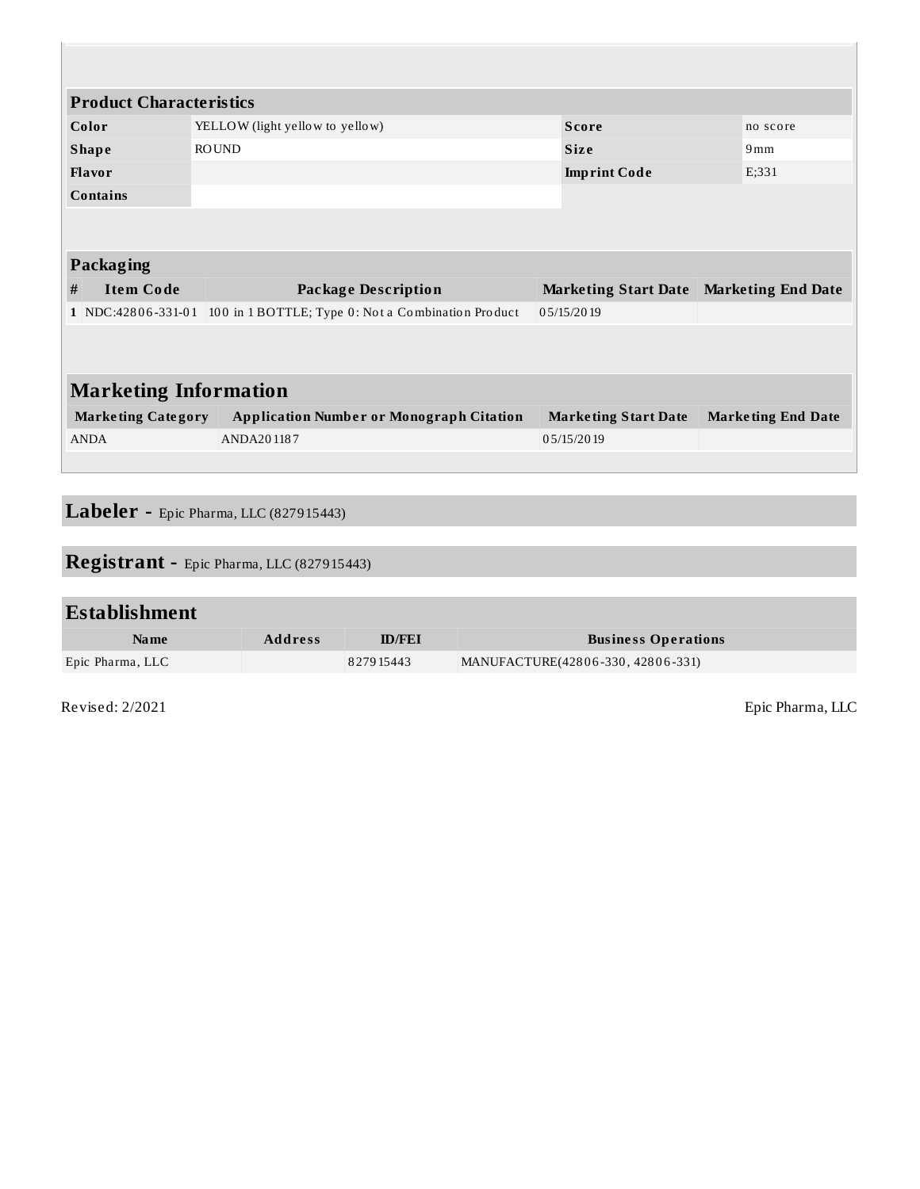### Product Characteristics

| | | | |
|---|---|---|---|
| **Color** | YELLOW (light yellow to yellow) | **Score** | no score |
| **Shape** | ROUND | **Size** | 9mm |
| **Flavor** | | **Imprint Code** | E;331 |
| **Contains** | | | |

### Packaging

| # | Item Code | Package Description | Marketing Start Date | Marketing End Date |
|---|---|---|---|---|
| 1 | NDC:42806-331-01 | 100 in 1 BOTTLE; Type 0: Not a Combination Product | 05/15/2019 | |

### Marketing Information

| Marketing Category | Application Number or Monograph Citation | Marketing Start Date | Marketing End Date |
|---|---|---|---|
| ANDA | ANDA201187 | 05/15/2019 | |

## Labeler - Epic Pharma, LLC (827915443)

## Registrant - Epic Pharma, LLC (827915443)

## Establishment

| Name | Address | ID/FEI | Business Operations |
|---|---|---|---|
| Epic Pharma, LLC | | 827915443 | MANUFACTURE(42806-330, 42806-331) |

Revised: 2/2021

Epic Pharma, LLC